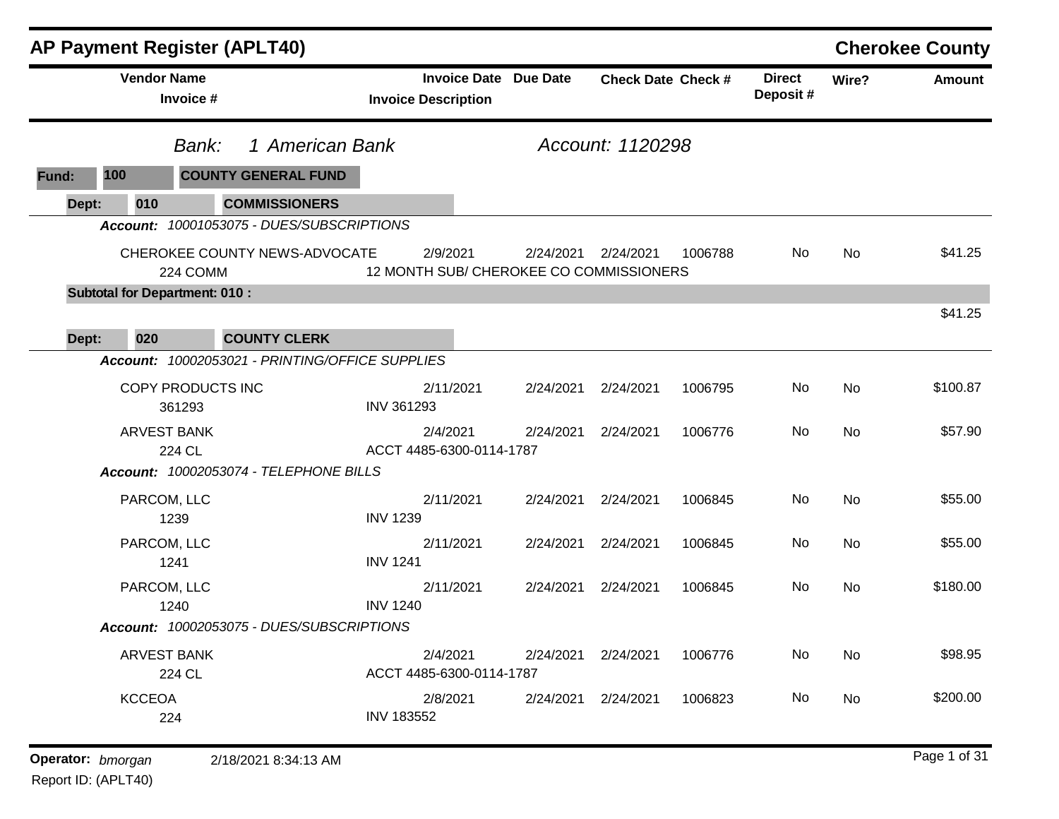# AP Payment Register (APLT40)

## Cherokee County

**Bank:** 1 American Bank  **Account:** 1120298

**Fund:** 100 COUNTY GENERAL FUND

### Dept: 010 COMMISSIONERS

*Account: 10001053075 - DUES/SUBSCRIPTIONS*

| Vendor Name / Invoice # | Invoice Date / Invoice Description | Due Date | Check Date | Check # | Direct Deposit # | Wire? | Amount |
|---|---|---|---|---|---|---|---|
| CHEROKEE COUNTY NEWS-ADVOCATE<br>224 COMM | 2/9/2021<br>12 MONTH SUB/ CHEROKEE CO COMMISSIONERS | 2/24/2021 | 2/24/2021 | 1006788 | No | No | $41.25 |

**Subtotal for Department: 010 :** $41.25

### Dept: 020 COUNTY CLERK

*Account: 10002053021 - PRINTING/OFFICE SUPPLIES*

| Vendor Name / Invoice # | Invoice Date / Invoice Description | Due Date | Check Date | Check # | Direct Deposit # | Wire? | Amount |
|---|---|---|---|---|---|---|---|
| COPY PRODUCTS INC<br>361293 | 2/11/2021<br>INV 361293 | 2/24/2021 | 2/24/2021 | 1006795 | No | No | $100.87 |
| ARVEST BANK<br>224 CL | 2/4/2021<br>ACCT 4485-6300-0114-1787 | 2/24/2021 | 2/24/2021 | 1006776 | No | No | $57.90 |

*Account: 10002053074 - TELEPHONE BILLS*

| Vendor Name / Invoice # | Invoice Date / Invoice Description | Due Date | Check Date | Check # | Direct Deposit # | Wire? | Amount |
|---|---|---|---|---|---|---|---|
| PARCOM, LLC<br>1239 | 2/11/2021<br>INV 1239 | 2/24/2021 | 2/24/2021 | 1006845 | No | No | $55.00 |
| PARCOM, LLC<br>1241 | 2/11/2021<br>INV 1241 | 2/24/2021 | 2/24/2021 | 1006845 | No | No | $55.00 |
| PARCOM, LLC<br>1240 | 2/11/2021<br>INV 1240 | 2/24/2021 | 2/24/2021 | 1006845 | No | No | $180.00 |

*Account: 10002053075 - DUES/SUBSCRIPTIONS*

| Vendor Name / Invoice # | Invoice Date / Invoice Description | Due Date | Check Date | Check # | Direct Deposit # | Wire? | Amount |
|---|---|---|---|---|---|---|---|
| ARVEST BANK<br>224 CL | 2/4/2021<br>ACCT 4485-6300-0114-1787 | 2/24/2021 | 2/24/2021 | 1006776 | No | No | $98.95 |
| KCCEOA<br>224 | 2/8/2021<br>INV 183552 | 2/24/2021 | 2/24/2021 | 1006823 | No | No | $200.00 |

**Operator:** *bmorgan* 2/18/2021 8:34:13 AM

Report ID: (APLT40)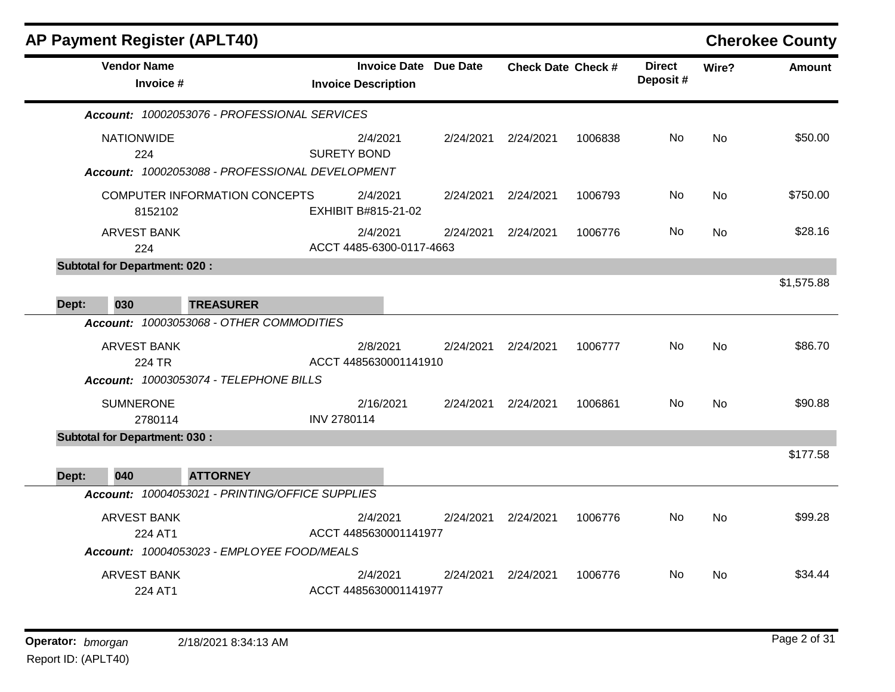# AP Payment Register (APLT40)

**Cherokee County**

| Vendor Name / Invoice # | Invoice Date / Invoice Description | Due Date | Check Date | Check # | Direct Deposit # | Wire? | Amount |
|---|---|---|---|---|---|---|---|
| ***Account:** 10002053076 - PROFESSIONAL SERVICES* | | | | | | | |
| NATIONWIDE<br>224 | 2/4/2021<br>SURETY BOND | 2/24/2021 | 2/24/2021 | 1006838 | No | No | $50.00 |
| ***Account:** 10002053088 - PROFESSIONAL DEVELOPMENT* | | | | | | | |
| COMPUTER INFORMATION CONCEPTS<br>8152102 | 2/4/2021<br>EXHIBIT B#815-21-02 | 2/24/2021 | 2/24/2021 | 1006793 | No | No | $750.00 |
| ARVEST BANK<br>224 | 2/4/2021<br>ACCT 4485-6300-0117-4663 | 2/24/2021 | 2/24/2021 | 1006776 | No | No | $28.16 |
| **Subtotal for Department: 020 :** | | | | | | | $1,575.88 |
| **Dept: 030 TREASURER** | | | | | | | |
| ***Account:** 10003053068 - OTHER COMMODITIES* | | | | | | | |
| ARVEST BANK<br>224 TR | 2/8/2021<br>ACCT 4485630001141910 | 2/24/2021 | 2/24/2021 | 1006777 | No | No | $86.70 |
| ***Account:** 10003053074 - TELEPHONE BILLS* | | | | | | | |
| SUMNERONE<br>2780114 | 2/16/2021<br>INV 2780114 | 2/24/2021 | 2/24/2021 | 1006861 | No | No | $90.88 |
| **Subtotal for Department: 030 :** | | | | | | | $177.58 |
| **Dept: 040 ATTORNEY** | | | | | | | |
| ***Account:** 10004053021 - PRINTING/OFFICE SUPPLIES* | | | | | | | |
| ARVEST BANK<br>224 AT1 | 2/4/2021<br>ACCT 4485630001141977 | 2/24/2021 | 2/24/2021 | 1006776 | No | No | $99.28 |
| ***Account:** 10004053023 - EMPLOYEE FOOD/MEALS* | | | | | | | |
| ARVEST BANK<br>224 AT1 | 2/4/2021<br>ACCT 4485630001141977 | 2/24/2021 | 2/24/2021 | 1006776 | No | No | $34.44 |

**Operator:** *bmorgan* 2/18/2021 8:34:13 AM

Report ID: (APLT40)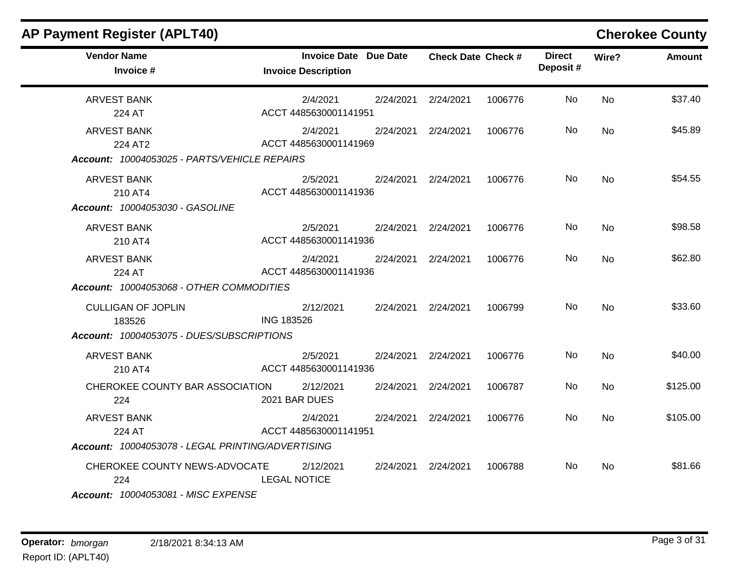## AP Payment Register (APLT40)

**Cherokee County**

| Vendor Name / Invoice # | Invoice Date / Invoice Description | Due Date | Check Date | Check # | Direct Deposit # | Wire? | Amount |
|---|---|---|---|---|---|---|---|
| ARVEST BANK<br>224 AT | 2/4/2021<br>ACCT 4485630001141951 | 2/24/2021 | 2/24/2021 | 1006776 | No | No | $37.40 |
| ARVEST BANK<br>224 AT2 | 2/4/2021<br>ACCT 4485630001141969 | 2/24/2021 | 2/24/2021 | 1006776 | No | No | $45.89 |
| ***Account:** 10004053025 - PARTS/VEHICLE REPAIRS* | | | | | | | |
| ARVEST BANK<br>210 AT4 | 2/5/2021<br>ACCT 4485630001141936 | 2/24/2021 | 2/24/2021 | 1006776 | No | No | $54.55 |
| ***Account:** 10004053030 - GASOLINE* | | | | | | | |
| ARVEST BANK<br>210 AT4 | 2/5/2021<br>ACCT 4485630001141936 | 2/24/2021 | 2/24/2021 | 1006776 | No | No | $98.58 |
| ARVEST BANK<br>224 AT | 2/4/2021<br>ACCT 4485630001141936 | 2/24/2021 | 2/24/2021 | 1006776 | No | No | $62.80 |
| ***Account:** 10004053068 - OTHER COMMODITIES* | | | | | | | |
| CULLIGAN OF JOPLIN<br>183526 | 2/12/2021<br>ING 183526 | 2/24/2021 | 2/24/2021 | 1006799 | No | No | $33.60 |
| ***Account:** 10004053075 - DUES/SUBSCRIPTIONS* | | | | | | | |
| ARVEST BANK<br>210 AT4 | 2/5/2021<br>ACCT 4485630001141936 | 2/24/2021 | 2/24/2021 | 1006776 | No | No | $40.00 |
| CHEROKEE COUNTY BAR ASSOCIATION<br>224 | 2/12/2021<br>2021 BAR DUES | 2/24/2021 | 2/24/2021 | 1006787 | No | No | $125.00 |
| ARVEST BANK<br>224 AT | 2/4/2021<br>ACCT 4485630001141951 | 2/24/2021 | 2/24/2021 | 1006776 | No | No | $105.00 |
| ***Account:** 10004053078 - LEGAL PRINTING/ADVERTISING* | | | | | | | |
| CHEROKEE COUNTY NEWS-ADVOCATE<br>224 | 2/12/2021<br>LEGAL NOTICE | 2/24/2021 | 2/24/2021 | 1006788 | No | No | $81.66 |
| ***Account:** 10004053081 - MISC EXPENSE* | | | | | | | |

**Operator:** *bmorgan* 2/18/2021 8:34:13 AM
Report ID: (APLT40)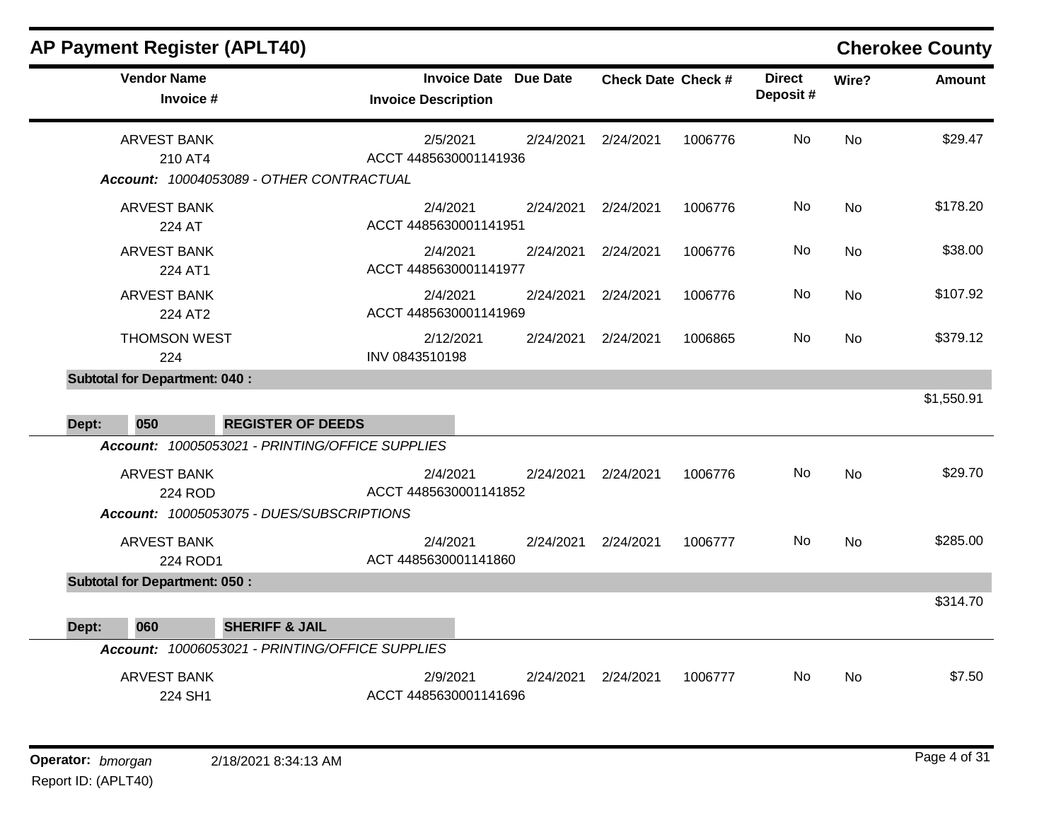# AP Payment Register (APLT40)

## Cherokee County

| Vendor Name / Invoice # | Invoice Date / Invoice Description | Due Date | Check Date | Check # | Direct Deposit # | Wire? | Amount |
|---|---|---|---|---|---|---|---|
| ARVEST BANK<br>210 AT4 | 2/5/2021<br>ACCT 4485630001141936 | 2/24/2021 | 2/24/2021 | 1006776 | No | No | $29.47 |
| ***Account:*** *10004053089 - OTHER CONTRACTUAL* | | | | | | | |
| ARVEST BANK<br>224 AT | 2/4/2021<br>ACCT 4485630001141951 | 2/24/2021 | 2/24/2021 | 1006776 | No | No | $178.20 |
| ARVEST BANK<br>224 AT1 | 2/4/2021<br>ACCT 4485630001141977 | 2/24/2021 | 2/24/2021 | 1006776 | No | No | $38.00 |
| ARVEST BANK<br>224 AT2 | 2/4/2021<br>ACCT 4485630001141969 | 2/24/2021 | 2/24/2021 | 1006776 | No | No | $107.92 |
| THOMSON WEST<br>224 | 2/12/2021<br>INV 0843510198 | 2/24/2021 | 2/24/2021 | 1006865 | No | No | $379.12 |
| **Subtotal for Department: 040 :** | | | | | | | $1,550.91 |
| **Dept: 050 REGISTER OF DEEDS** | | | | | | | |
| ***Account:*** *10005053021 - PRINTING/OFFICE SUPPLIES* | | | | | | | |
| ARVEST BANK<br>224 ROD | 2/4/2021<br>ACCT 4485630001141852 | 2/24/2021 | 2/24/2021 | 1006776 | No | No | $29.70 |
| ***Account:*** *10005053075 - DUES/SUBSCRIPTIONS* | | | | | | | |
| ARVEST BANK<br>224 ROD1 | 2/4/2021<br>ACT 4485630001141860 | 2/24/2021 | 2/24/2021 | 1006777 | No | No | $285.00 |
| **Subtotal for Department: 050 :** | | | | | | | $314.70 |
| **Dept: 060 SHERIFF & JAIL** | | | | | | | |
| ***Account:*** *10006053021 - PRINTING/OFFICE SUPPLIES* | | | | | | | |
| ARVEST BANK<br>224 SH1 | 2/9/2021<br>ACCT 4485630001141696 | 2/24/2021 | 2/24/2021 | 1006777 | No | No | $7.50 |

**Operator:** *bmorgan* 2/18/2021 8:34:13 AM
Report ID: (APLT40)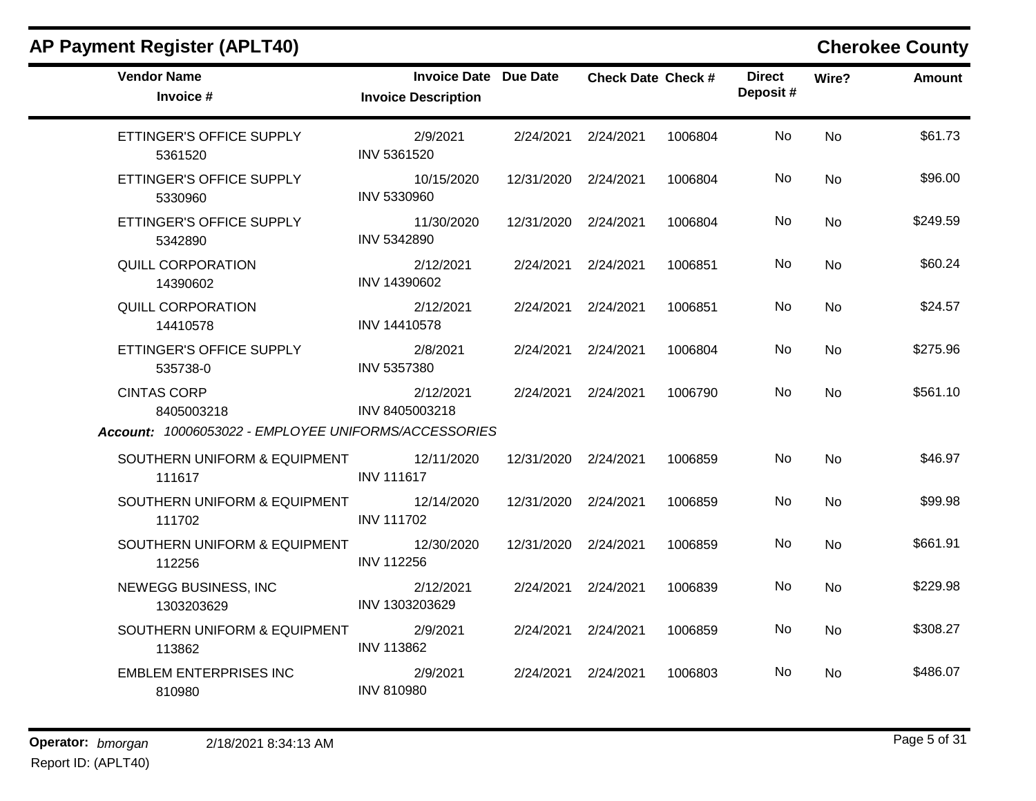## AP Payment Register (APLT40)

**Cherokee County**

| Vendor Name / Invoice # | Invoice Date / Invoice Description | Due Date | Check Date | Check # | Direct Deposit # | Wire? | Amount |
|---|---|---|---|---|---|---|---|
| ETTINGER'S OFFICE SUPPLY<br>5361520 | 2/9/2021<br>INV 5361520 | 2/24/2021 | 2/24/2021 | 1006804 | No | No | $61.73 |
| ETTINGER'S OFFICE SUPPLY<br>5330960 | 10/15/2020<br>INV 5330960 | 12/31/2020 | 2/24/2021 | 1006804 | No | No | $96.00 |
| ETTINGER'S OFFICE SUPPLY<br>5342890 | 11/30/2020<br>INV 5342890 | 12/31/2020 | 2/24/2021 | 1006804 | No | No | $249.59 |
| QUILL CORPORATION<br>14390602 | 2/12/2021<br>INV 14390602 | 2/24/2021 | 2/24/2021 | 1006851 | No | No | $60.24 |
| QUILL CORPORATION<br>14410578 | 2/12/2021<br>INV 14410578 | 2/24/2021 | 2/24/2021 | 1006851 | No | No | $24.57 |
| ETTINGER'S OFFICE SUPPLY<br>535738-0 | 2/8/2021<br>INV 5357380 | 2/24/2021 | 2/24/2021 | 1006804 | No | No | $275.96 |
| CINTAS CORP<br>8405003218 | 2/12/2021<br>INV 8405003218 | 2/24/2021 | 2/24/2021 | 1006790 | No | No | $561.10 |
| ***Account:*** *10006053022 - EMPLOYEE UNIFORMS/ACCESSORIES* | | | | | | | |
| SOUTHERN UNIFORM & EQUIPMENT<br>111617 | 12/11/2020<br>INV 111617 | 12/31/2020 | 2/24/2021 | 1006859 | No | No | $46.97 |
| SOUTHERN UNIFORM & EQUIPMENT<br>111702 | 12/14/2020<br>INV 111702 | 12/31/2020 | 2/24/2021 | 1006859 | No | No | $99.98 |
| SOUTHERN UNIFORM & EQUIPMENT<br>112256 | 12/30/2020<br>INV 112256 | 12/31/2020 | 2/24/2021 | 1006859 | No | No | $661.91 |
| NEWEGG BUSINESS, INC<br>1303203629 | 2/12/2021<br>INV 1303203629 | 2/24/2021 | 2/24/2021 | 1006839 | No | No | $229.98 |
| SOUTHERN UNIFORM & EQUIPMENT<br>113862 | 2/9/2021<br>INV 113862 | 2/24/2021 | 2/24/2021 | 1006859 | No | No | $308.27 |
| EMBLEM ENTERPRISES INC<br>810980 | 2/9/2021<br>INV 810980 | 2/24/2021 | 2/24/2021 | 1006803 | No | No | $486.07 |

**Operator:** *bmorgan* 2/18/2021 8:34:13 AM

Report ID: (APLT40)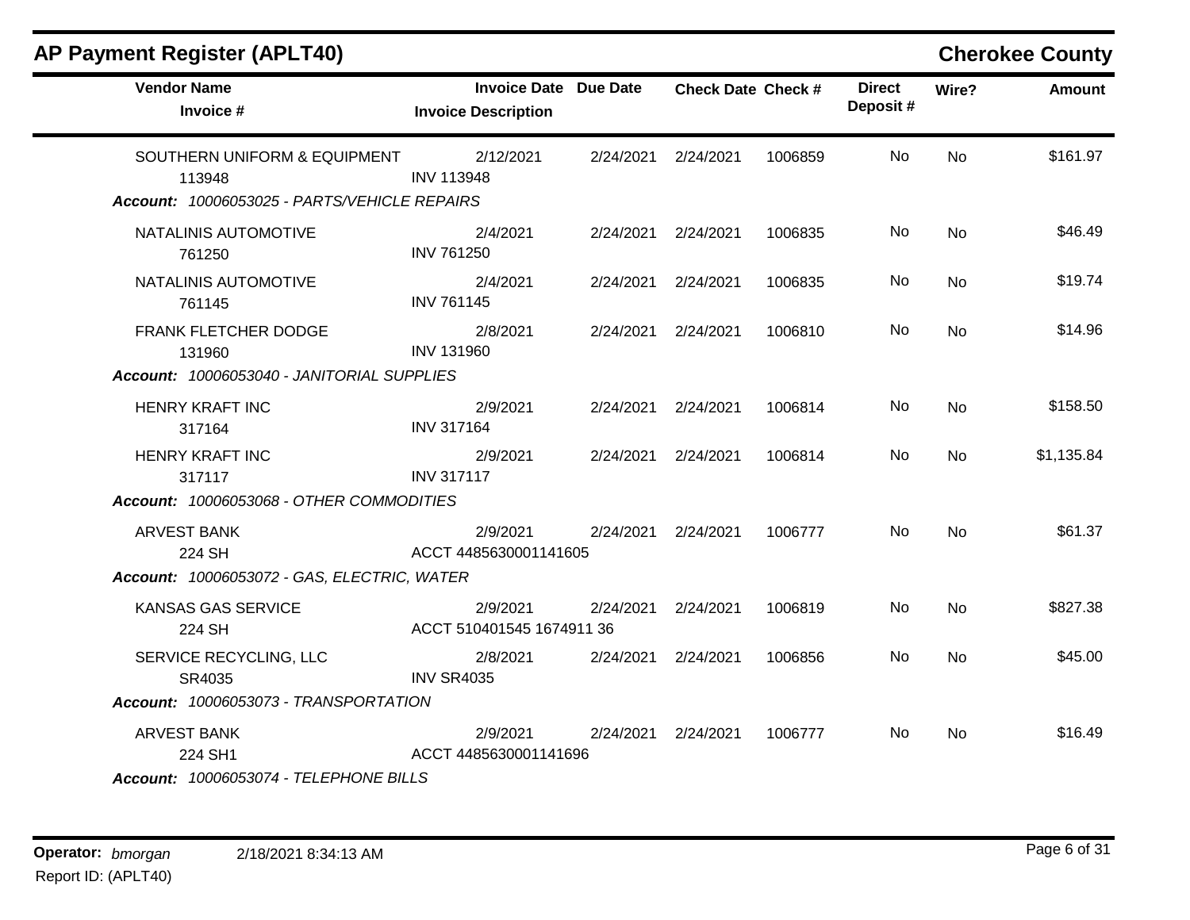## AP Payment Register (APLT40)

**Cherokee County**

| Vendor Name / Invoice # | Invoice Date / Invoice Description | Due Date | Check Date | Check # | Direct Deposit # | Wire? | Amount |
|---|---|---|---|---|---|---|---|
| SOUTHERN UNIFORM & EQUIPMENT 113948 | 2/12/2021 INV 113948 | 2/24/2021 | 2/24/2021 | 1006859 | No | No | $161.97 |
| ***Account: 10006053025 - PARTS/VEHICLE REPAIRS*** | | | | | | | |
| NATALINIS AUTOMOTIVE 761250 | 2/4/2021 INV 761250 | 2/24/2021 | 2/24/2021 | 1006835 | No | No | $46.49 |
| NATALINIS AUTOMOTIVE 761145 | 2/4/2021 INV 761145 | 2/24/2021 | 2/24/2021 | 1006835 | No | No | $19.74 |
| FRANK FLETCHER DODGE 131960 | 2/8/2021 INV 131960 | 2/24/2021 | 2/24/2021 | 1006810 | No | No | $14.96 |
| ***Account: 10006053040 - JANITORIAL SUPPLIES*** | | | | | | | |
| HENRY KRAFT INC 317164 | 2/9/2021 INV 317164 | 2/24/2021 | 2/24/2021 | 1006814 | No | No | $158.50 |
| HENRY KRAFT INC 317117 | 2/9/2021 INV 317117 | 2/24/2021 | 2/24/2021 | 1006814 | No | No | $1,135.84 |
| ***Account: 10006053068 - OTHER COMMODITIES*** | | | | | | | |
| ARVEST BANK 224 SH | 2/9/2021 ACCT 4485630001141605 | 2/24/2021 | 2/24/2021 | 1006777 | No | No | $61.37 |
| ***Account: 10006053072 - GAS, ELECTRIC, WATER*** | | | | | | | |
| KANSAS GAS SERVICE 224 SH | 2/9/2021 ACCT 510401545 1674911 36 | 2/24/2021 | 2/24/2021 | 1006819 | No | No | $827.38 |
| SERVICE RECYCLING, LLC SR4035 | 2/8/2021 INV SR4035 | 2/24/2021 | 2/24/2021 | 1006856 | No | No | $45.00 |
| ***Account: 10006053073 - TRANSPORTATION*** | | | | | | | |
| ARVEST BANK 224 SH1 | 2/9/2021 ACCT 4485630001141696 | 2/24/2021 | 2/24/2021 | 1006777 | No | No | $16.49 |
| ***Account: 10006053074 - TELEPHONE BILLS*** | | | | | | | |

**Operator:** *bmorgan* 2/18/2021 8:34:13 AM

Report ID: (APLT40)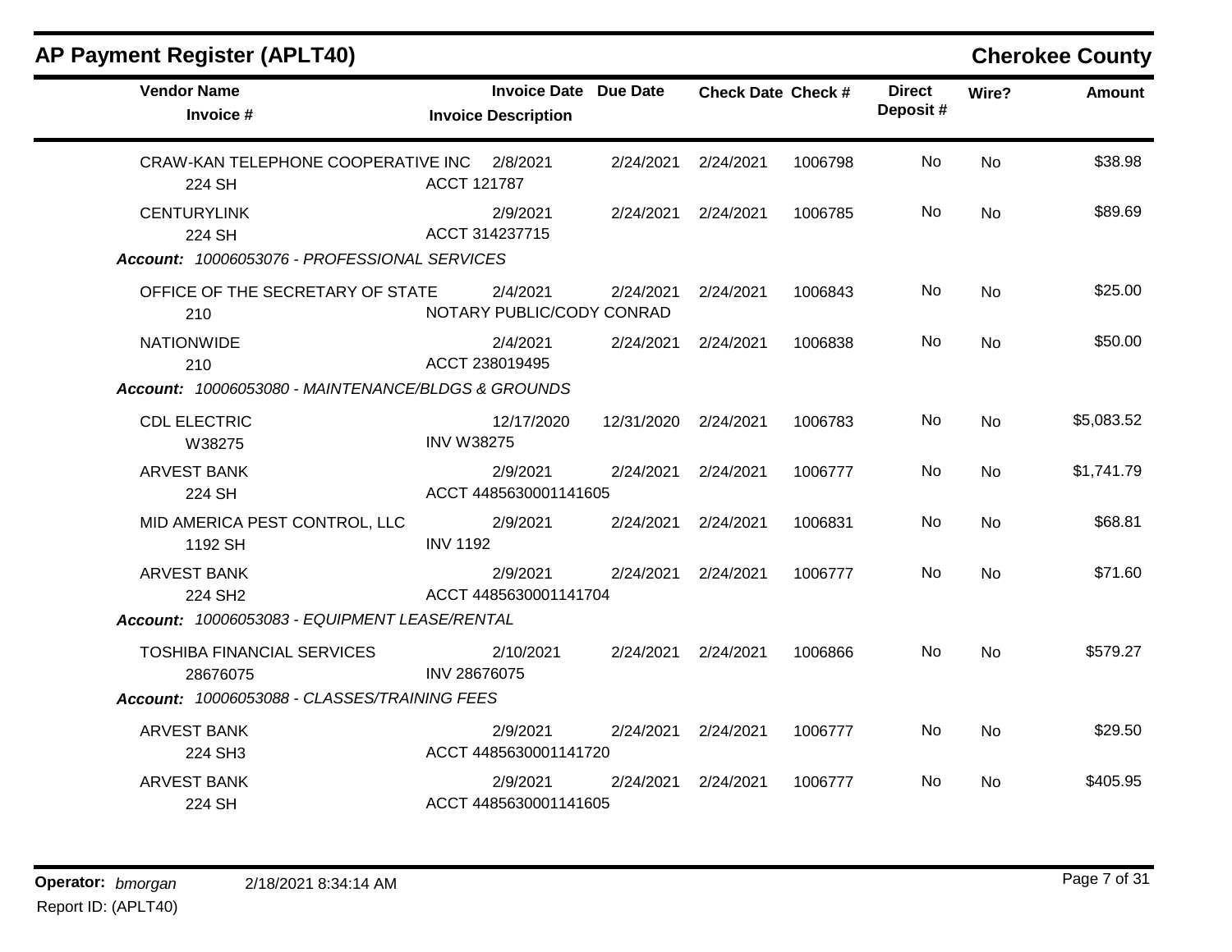## AP Payment Register (APLT40)

**Cherokee County**

| Vendor Name / Invoice # | Invoice Date / Invoice Description | Due Date | Check Date | Check # | Direct Deposit # | Wire? | Amount |
|---|---|---|---|---|---|---|---|
| CRAW-KAN TELEPHONE COOPERATIVE INC<br>224 SH | 2/8/2021<br>ACCT 121787 | 2/24/2021 | 2/24/2021 | 1006798 | No | No | $38.98 |
| CENTURYLINK<br>224 SH | 2/9/2021<br>ACCT 314237715 | 2/24/2021 | 2/24/2021 | 1006785 | No | No | $89.69 |
| ***Account:*** *10006053076 - PROFESSIONAL SERVICES* | | | | | | | |
| OFFICE OF THE SECRETARY OF STATE<br>210 | 2/4/2021<br>NOTARY PUBLIC/CODY CONRAD | 2/24/2021 | 2/24/2021 | 1006843 | No | No | $25.00 |
| NATIONWIDE<br>210 | 2/4/2021<br>ACCT 238019495 | 2/24/2021 | 2/24/2021 | 1006838 | No | No | $50.00 |
| ***Account:*** *10006053080 - MAINTENANCE/BLDGS & GROUNDS* | | | | | | | |
| CDL ELECTRIC<br>W38275 | 12/17/2020<br>INV W38275 | 12/31/2020 | 2/24/2021 | 1006783 | No | No | $5,083.52 |
| ARVEST BANK<br>224 SH | 2/9/2021<br>ACCT 4485630001141605 | 2/24/2021 | 2/24/2021 | 1006777 | No | No | $1,741.79 |
| MID AMERICA PEST CONTROL, LLC<br>1192 SH | 2/9/2021<br>INV 1192 | 2/24/2021 | 2/24/2021 | 1006831 | No | No | $68.81 |
| ARVEST BANK<br>224 SH2 | 2/9/2021<br>ACCT 4485630001141704 | 2/24/2021 | 2/24/2021 | 1006777 | No | No | $71.60 |
| ***Account:*** *10006053083 - EQUIPMENT LEASE/RENTAL* | | | | | | | |
| TOSHIBA FINANCIAL SERVICES<br>28676075 | 2/10/2021<br>INV 28676075 | 2/24/2021 | 2/24/2021 | 1006866 | No | No | $579.27 |
| ***Account:*** *10006053088 - CLASSES/TRAINING FEES* | | | | | | | |
| ARVEST BANK<br>224 SH3 | 2/9/2021<br>ACCT 4485630001141720 | 2/24/2021 | 2/24/2021 | 1006777 | No | No | $29.50 |
| ARVEST BANK<br>224 SH | 2/9/2021<br>ACCT 4485630001141605 | 2/24/2021 | 2/24/2021 | 1006777 | No | No | $405.95 |

**Operator:** *bmorgan* 2/18/2021 8:34:14 AM

Report ID: (APLT40)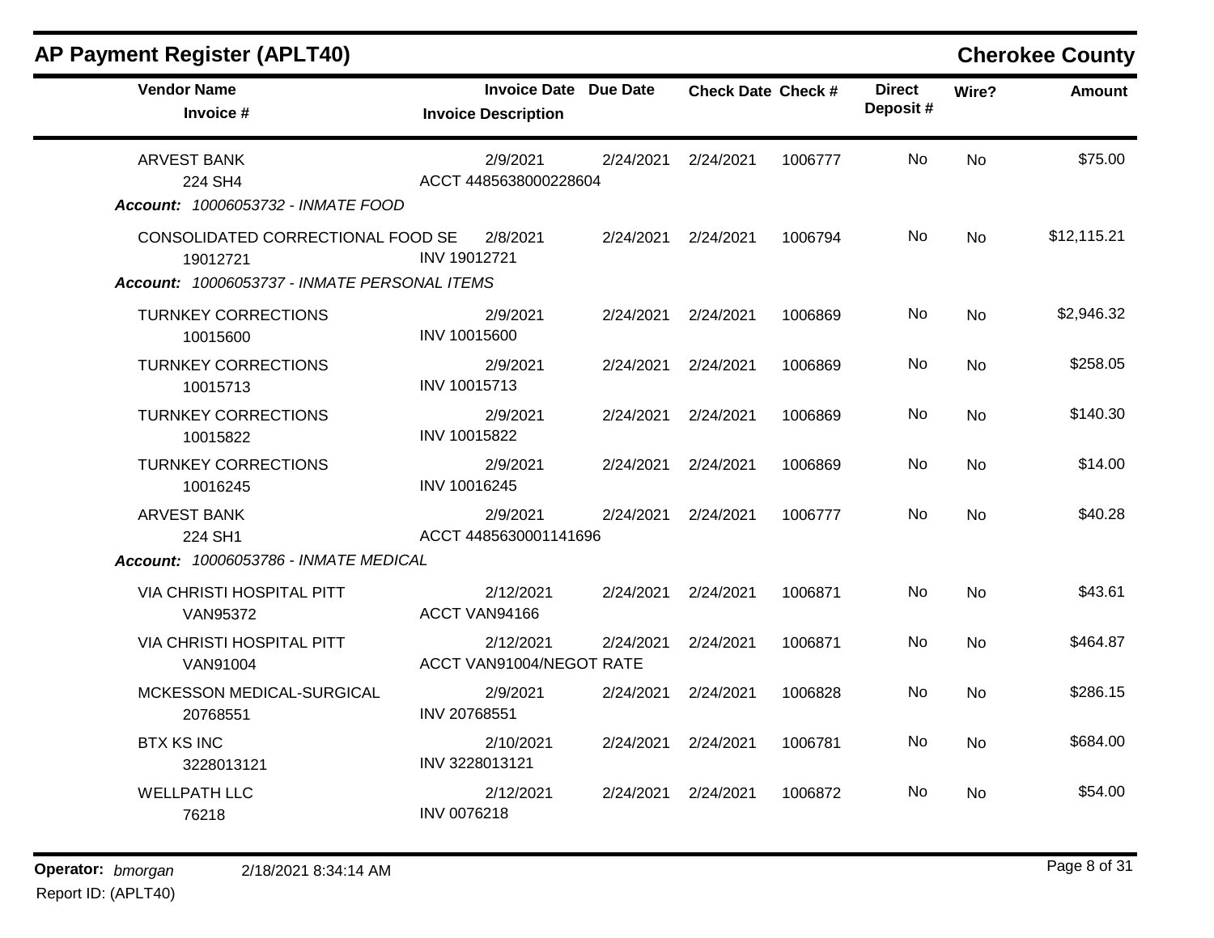# AP Payment Register (APLT40)

**Cherokee County**

| Vendor Name / Invoice # | Invoice Date / Invoice Description | Due Date | Check Date | Check # | Direct Deposit # | Wire? | Amount |
|---|---|---|---|---|---|---|---|
| ARVEST BANK<br>224 SH4 | 2/9/2021<br>ACCT 4485638000228604 | 2/24/2021 | 2/24/2021 | 1006777 | No | No | $75.00 |
| ***Account: 10006053732 - INMATE FOOD*** | | | | | | | |
| CONSOLIDATED CORRECTIONAL FOOD SE<br>19012721 | 2/8/2021<br>INV 19012721 | 2/24/2021 | 2/24/2021 | 1006794 | No | No | $12,115.21 |
| ***Account: 10006053737 - INMATE PERSONAL ITEMS*** | | | | | | | |
| TURNKEY CORRECTIONS<br>10015600 | 2/9/2021<br>INV 10015600 | 2/24/2021 | 2/24/2021 | 1006869 | No | No | $2,946.32 |
| TURNKEY CORRECTIONS<br>10015713 | 2/9/2021<br>INV 10015713 | 2/24/2021 | 2/24/2021 | 1006869 | No | No | $258.05 |
| TURNKEY CORRECTIONS<br>10015822 | 2/9/2021<br>INV 10015822 | 2/24/2021 | 2/24/2021 | 1006869 | No | No | $140.30 |
| TURNKEY CORRECTIONS<br>10016245 | 2/9/2021<br>INV 10016245 | 2/24/2021 | 2/24/2021 | 1006869 | No | No | $14.00 |
| ARVEST BANK<br>224 SH1 | 2/9/2021<br>ACCT 4485630001141696 | 2/24/2021 | 2/24/2021 | 1006777 | No | No | $40.28 |
| ***Account: 10006053786 - INMATE MEDICAL*** | | | | | | | |
| VIA CHRISTI HOSPITAL PITT<br>VAN95372 | 2/12/2021<br>ACCT VAN94166 | 2/24/2021 | 2/24/2021 | 1006871 | No | No | $43.61 |
| VIA CHRISTI HOSPITAL PITT<br>VAN91004 | 2/12/2021<br>ACCT VAN91004/NEGOT RATE | 2/24/2021 | 2/24/2021 | 1006871 | No | No | $464.87 |
| MCKESSON MEDICAL-SURGICAL<br>20768551 | 2/9/2021<br>INV 20768551 | 2/24/2021 | 2/24/2021 | 1006828 | No | No | $286.15 |
| BTX KS INC<br>3228013121 | 2/10/2021<br>INV 3228013121 | 2/24/2021 | 2/24/2021 | 1006781 | No | No | $684.00 |
| WELLPATH LLC<br>76218 | 2/12/2021<br>INV 0076218 | 2/24/2021 | 2/24/2021 | 1006872 | No | No | $54.00 |

**Operator:** *bmorgan* 2/18/2021 8:34:14 AM

Report ID: (APLT40)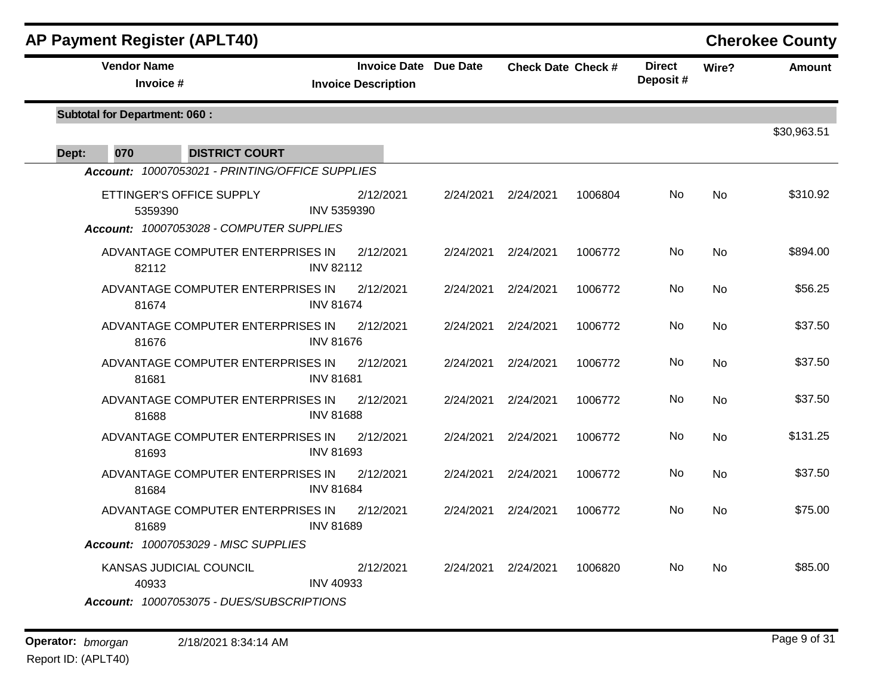## AP Payment Register (APLT40)

**Cherokee County**

| Vendor Name / Invoice # | Invoice Date / Invoice Description | Due Date | Check Date | Check # | Direct Deposit # | Wire? | Amount |
|---|---|---|---|---|---|---|---|
| **Subtotal for Department: 060 :** | | | | | | | $30,963.51 |
| **Dept: 070 DISTRICT COURT** | | | | | | | |
| ***Account: 10007053021 - PRINTING/OFFICE SUPPLIES*** | | | | | | | |
| ETTINGER'S OFFICE SUPPLY<br>5359390 | 2/12/2021<br>INV 5359390 | 2/24/2021 | 2/24/2021 | 1006804 | No | No | $310.92 |
| ***Account: 10007053028 - COMPUTER SUPPLIES*** | | | | | | | |
| ADVANTAGE COMPUTER ENTERPRISES IN<br>82112 | 2/12/2021<br>INV 82112 | 2/24/2021 | 2/24/2021 | 1006772 | No | No | $894.00 |
| ADVANTAGE COMPUTER ENTERPRISES IN<br>81674 | 2/12/2021<br>INV 81674 | 2/24/2021 | 2/24/2021 | 1006772 | No | No | $56.25 |
| ADVANTAGE COMPUTER ENTERPRISES IN<br>81676 | 2/12/2021<br>INV 81676 | 2/24/2021 | 2/24/2021 | 1006772 | No | No | $37.50 |
| ADVANTAGE COMPUTER ENTERPRISES IN<br>81681 | 2/12/2021<br>INV 81681 | 2/24/2021 | 2/24/2021 | 1006772 | No | No | $37.50 |
| ADVANTAGE COMPUTER ENTERPRISES IN<br>81688 | 2/12/2021<br>INV 81688 | 2/24/2021 | 2/24/2021 | 1006772 | No | No | $37.50 |
| ADVANTAGE COMPUTER ENTERPRISES IN<br>81693 | 2/12/2021<br>INV 81693 | 2/24/2021 | 2/24/2021 | 1006772 | No | No | $131.25 |
| ADVANTAGE COMPUTER ENTERPRISES IN<br>81684 | 2/12/2021<br>INV 81684 | 2/24/2021 | 2/24/2021 | 1006772 | No | No | $37.50 |
| ADVANTAGE COMPUTER ENTERPRISES IN<br>81689 | 2/12/2021<br>INV 81689 | 2/24/2021 | 2/24/2021 | 1006772 | No | No | $75.00 |
| ***Account: 10007053029 - MISC SUPPLIES*** | | | | | | | |
| KANSAS JUDICIAL COUNCIL<br>40933 | 2/12/2021<br>INV 40933 | 2/24/2021 | 2/24/2021 | 1006820 | No | No | $85.00 |
| ***Account: 10007053075 - DUES/SUBSCRIPTIONS*** | | | | | | | |

**Operator:** *bmorgan* 2/18/2021 8:34:14 AM
Report ID: (APLT40)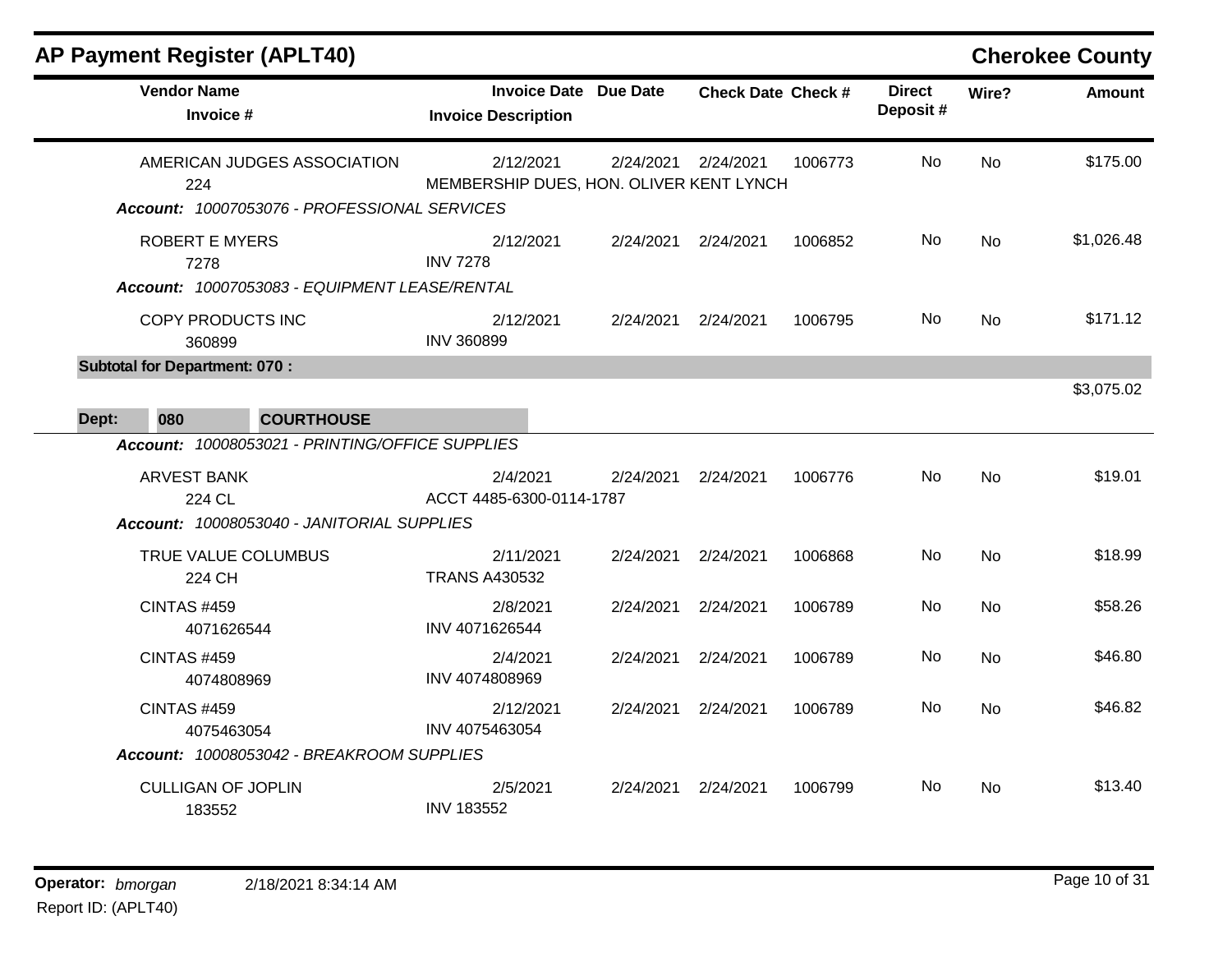# AP Payment Register (APLT40)

## Cherokee County

| Vendor Name / Invoice # | Invoice Date / Invoice Description | Due Date | Check Date | Check # | Direct Deposit # | Wire? | Amount |
|---|---|---|---|---|---|---|---|
| AMERICAN JUDGES ASSOCIATION<br>224 | 2/12/2021<br>MEMBERSHIP DUES, HON. OLIVER KENT LYNCH | 2/24/2021 | 2/24/2021 | 1006773 | No | No | $175.00 |
| ***Account: 10007053076 - PROFESSIONAL SERVICES*** | | | | | | | |
| ROBERT E MYERS<br>7278 | 2/12/2021<br>INV 7278 | 2/24/2021 | 2/24/2021 | 1006852 | No | No | $1,026.48 |
| ***Account: 10007053083 - EQUIPMENT LEASE/RENTAL*** | | | | | | | |
| COPY PRODUCTS INC<br>360899 | 2/12/2021<br>INV 360899 | 2/24/2021 | 2/24/2021 | 1006795 | No | No | $171.12 |
| **Subtotal for Department: 070 :** | | | | | | | $3,075.02 |

**Dept: 080 COURTHOUSE**

| Vendor Name / Invoice # | Invoice Date / Invoice Description | Due Date | Check Date | Check # | Direct Deposit # | Wire? | Amount |
|---|---|---|---|---|---|---|---|
| ***Account: 10008053021 - PRINTING/OFFICE SUPPLIES*** | | | | | | | |
| ARVEST BANK<br>224 CL | 2/4/2021<br>ACCT 4485-6300-0114-1787 | 2/24/2021 | 2/24/2021 | 1006776 | No | No | $19.01 |
| ***Account: 10008053040 - JANITORIAL SUPPLIES*** | | | | | | | |
| TRUE VALUE COLUMBUS<br>224 CH | 2/11/2021<br>TRANS A430532 | 2/24/2021 | 2/24/2021 | 1006868 | No | No | $18.99 |
| CINTAS #459<br>4071626544 | 2/8/2021<br>INV 4071626544 | 2/24/2021 | 2/24/2021 | 1006789 | No | No | $58.26 |
| CINTAS #459<br>4074808969 | 2/4/2021<br>INV 4074808969 | 2/24/2021 | 2/24/2021 | 1006789 | No | No | $46.80 |
| CINTAS #459<br>4075463054 | 2/12/2021<br>INV 4075463054 | 2/24/2021 | 2/24/2021 | 1006789 | No | No | $46.82 |
| ***Account: 10008053042 - BREAKROOM SUPPLIES*** | | | | | | | |
| CULLIGAN OF JOPLIN<br>183552 | 2/5/2021<br>INV 183552 | 2/24/2021 | 2/24/2021 | 1006799 | No | No | $13.40 |

**Operator:** *bmorgan* 2/18/2021 8:34:14 AM
Report ID: (APLT40)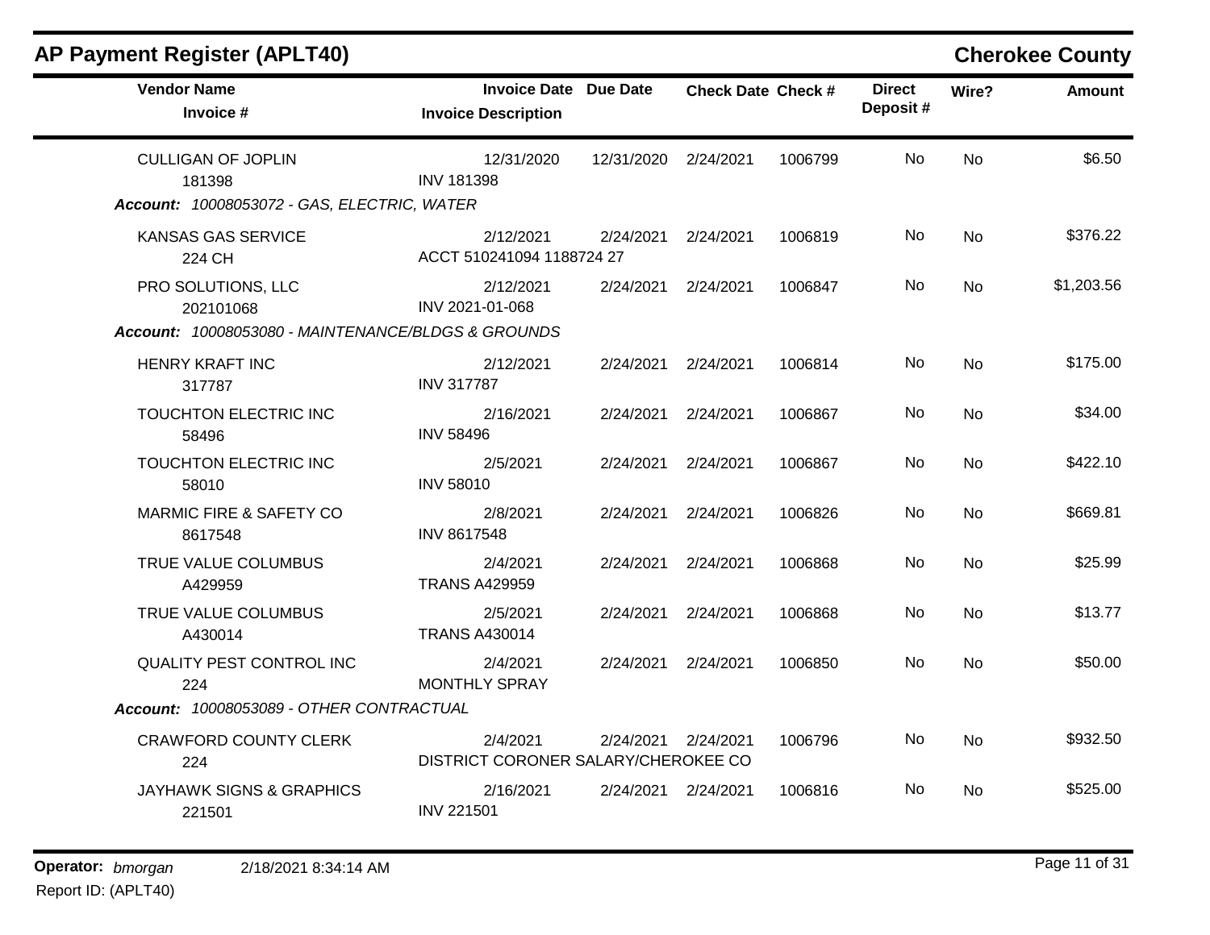## AP Payment Register (APLT40)

**Cherokee County**

| Vendor Name / Invoice # | Invoice Date / Invoice Description | Due Date | Check Date | Check # | Direct Deposit # | Wire? | Amount |
|---|---|---|---|---|---|---|---|
| CULLIGAN OF JOPLIN<br>181398 | 12/31/2020<br>INV 181398 | 12/31/2020 | 2/24/2021 | 1006799 | No | No | $6.50 |
| ***Account: 10008053072 - GAS, ELECTRIC, WATER*** | | | | | | | |
| KANSAS GAS SERVICE<br>224 CH | 2/12/2021<br>ACCT 510241094 1188724 27 | 2/24/2021 | 2/24/2021 | 1006819 | No | No | $376.22 |
| PRO SOLUTIONS, LLC<br>202101068 | 2/12/2021<br>INV 2021-01-068 | 2/24/2021 | 2/24/2021 | 1006847 | No | No | $1,203.56 |
| ***Account: 10008053080 - MAINTENANCE/BLDGS & GROUNDS*** | | | | | | | |
| HENRY KRAFT INC<br>317787 | 2/12/2021<br>INV 317787 | 2/24/2021 | 2/24/2021 | 1006814 | No | No | $175.00 |
| TOUCHTON ELECTRIC INC<br>58496 | 2/16/2021<br>INV 58496 | 2/24/2021 | 2/24/2021 | 1006867 | No | No | $34.00 |
| TOUCHTON ELECTRIC INC<br>58010 | 2/5/2021<br>INV 58010 | 2/24/2021 | 2/24/2021 | 1006867 | No | No | $422.10 |
| MARMIC FIRE & SAFETY CO<br>8617548 | 2/8/2021<br>INV 8617548 | 2/24/2021 | 2/24/2021 | 1006826 | No | No | $669.81 |
| TRUE VALUE COLUMBUS<br>A429959 | 2/4/2021<br>TRANS A429959 | 2/24/2021 | 2/24/2021 | 1006868 | No | No | $25.99 |
| TRUE VALUE COLUMBUS<br>A430014 | 2/5/2021<br>TRANS A430014 | 2/24/2021 | 2/24/2021 | 1006868 | No | No | $13.77 |
| QUALITY PEST CONTROL INC<br>224 | 2/4/2021<br>MONTHLY SPRAY | 2/24/2021 | 2/24/2021 | 1006850 | No | No | $50.00 |
| ***Account: 10008053089 - OTHER CONTRACTUAL*** | | | | | | | |
| CRAWFORD COUNTY CLERK<br>224 | 2/4/2021<br>DISTRICT CORONER SALARY/CHEROKEE CO | 2/24/2021 | 2/24/2021 | 1006796 | No | No | $932.50 |
| JAYHAWK SIGNS & GRAPHICS<br>221501 | 2/16/2021<br>INV 221501 | 2/24/2021 | 2/24/2021 | 1006816 | No | No | $525.00 |

**Operator:** *bmorgan* 2/18/2021 8:34:14 AM
Report ID: (APLT40)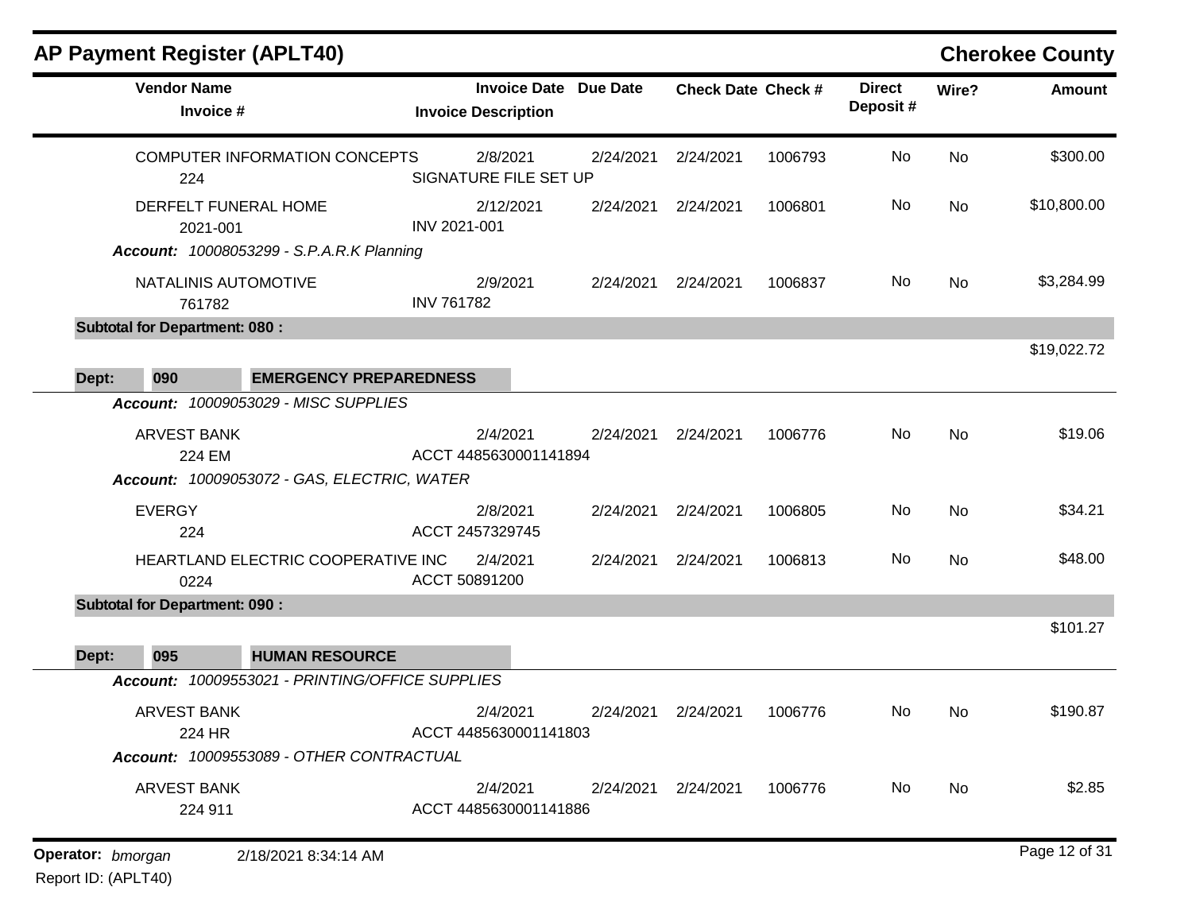## AP Payment Register (APLT40)

**Cherokee County**

| Vendor Name / Invoice # | Invoice Date / Invoice Description | Due Date | Check Date | Check # | Direct Deposit # | Wire? | Amount |
|---|---|---|---|---|---|---|---|
| COMPUTER INFORMATION CONCEPTS<br>224 | 2/8/2021<br>SIGNATURE FILE SET UP | 2/24/2021 | 2/24/2021 | 1006793 | No | No | $300.00 |
| DERFELT FUNERAL HOME<br>2021-001 | 2/12/2021<br>INV 2021-001 | 2/24/2021 | 2/24/2021 | 1006801 | No | No | $10,800.00 |
| ***Account:*** *10008053299 - S.P.A.R.K Planning* | | | | | | | |
| NATALINIS AUTOMOTIVE<br>761782 | 2/9/2021<br>INV 761782 | 2/24/2021 | 2/24/2021 | 1006837 | No | No | $3,284.99 |
| **Subtotal for Department: 080 :** | | | | | | | $19,022.72 |
| **Dept: 090 EMERGENCY PREPAREDNESS** | | | | | | | |
| ***Account:*** *10009053029 - MISC SUPPLIES* | | | | | | | |
| ARVEST BANK<br>224 EM | 2/4/2021<br>ACCT 4485630001141894 | 2/24/2021 | 2/24/2021 | 1006776 | No | No | $19.06 |
| ***Account:*** *10009053072 - GAS, ELECTRIC, WATER* | | | | | | | |
| EVERGY<br>224 | 2/8/2021<br>ACCT 2457329745 | 2/24/2021 | 2/24/2021 | 1006805 | No | No | $34.21 |
| HEARTLAND ELECTRIC COOPERATIVE INC<br>0224 | 2/4/2021<br>ACCT 50891200 | 2/24/2021 | 2/24/2021 | 1006813 | No | No | $48.00 |
| **Subtotal for Department: 090 :** | | | | | | | $101.27 |
| **Dept: 095 HUMAN RESOURCE** | | | | | | | |
| ***Account:*** *10009553021 - PRINTING/OFFICE SUPPLIES* | | | | | | | |
| ARVEST BANK<br>224 HR | 2/4/2021<br>ACCT 4485630001141803 | 2/24/2021 | 2/24/2021 | 1006776 | No | No | $190.87 |
| ***Account:*** *10009553089 - OTHER CONTRACTUAL* | | | | | | | |
| ARVEST BANK<br>224 911 | 2/4/2021<br>ACCT 4485630001141886 | 2/24/2021 | 2/24/2021 | 1006776 | No | No | $2.85 |

**Operator:** *bmorgan* 2/18/2021 8:34:14 AM

Report ID: (APLT40)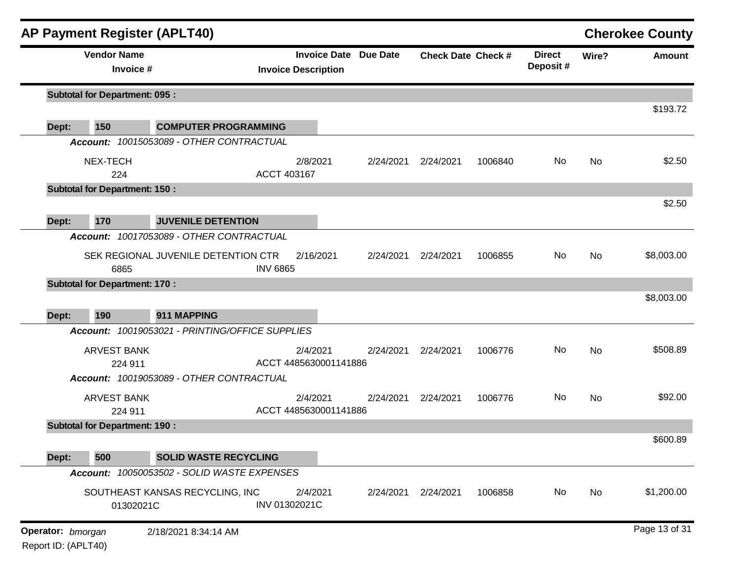## AP Payment Register (APLT40)

**Cherokee County**

| Vendor Name / Invoice # | Invoice Date / Invoice Description | Due Date | Check Date | Check # | Direct Deposit # | Wire? | Amount |
|---|---|---|---|---|---|---|---|
| **Subtotal for Department: 095 :** | | | | | | | $193.72 |
| **Dept: 150 COMPUTER PROGRAMMING** | | | | | | | |
| *Account: 10015053089 - OTHER CONTRACTUAL* | | | | | | | |
| NEX-TECH<br>224 | 2/8/2021<br>ACCT 403167 | 2/24/2021 | 2/24/2021 | 1006840 | No | No | $2.50 |
| **Subtotal for Department: 150 :** | | | | | | | $2.50 |
| **Dept: 170 JUVENILE DETENTION** | | | | | | | |
| *Account: 10017053089 - OTHER CONTRACTUAL* | | | | | | | |
| SEK REGIONAL JUVENILE DETENTION CTR<br>6865 | 2/16/2021<br>INV 6865 | 2/24/2021 | 2/24/2021 | 1006855 | No | No | $8,003.00 |
| **Subtotal for Department: 170 :** | | | | | | | $8,003.00 |
| **Dept: 190 911 MAPPING** | | | | | | | |
| *Account: 10019053021 - PRINTING/OFFICE SUPPLIES* | | | | | | | |
| ARVEST BANK<br>224 911 | 2/4/2021<br>ACCT 4485630001141886 | 2/24/2021 | 2/24/2021 | 1006776 | No | No | $508.89 |
| *Account: 10019053089 - OTHER CONTRACTUAL* | | | | | | | |
| ARVEST BANK<br>224 911 | 2/4/2021<br>ACCT 4485630001141886 | 2/24/2021 | 2/24/2021 | 1006776 | No | No | $92.00 |
| **Subtotal for Department: 190 :** | | | | | | | $600.89 |
| **Dept: 500 SOLID WASTE RECYCLING** | | | | | | | |
| *Account: 10050053502 - SOLID WASTE EXPENSES* | | | | | | | |
| SOUTHEAST KANSAS RECYCLING, INC<br>01302021C | 2/4/2021<br>INV 01302021C | 2/24/2021 | 2/24/2021 | 1006858 | No | No | $1,200.00 |

**Operator:** *bmorgan* 2/18/2021 8:34:14 AM

Report ID: (APLT40)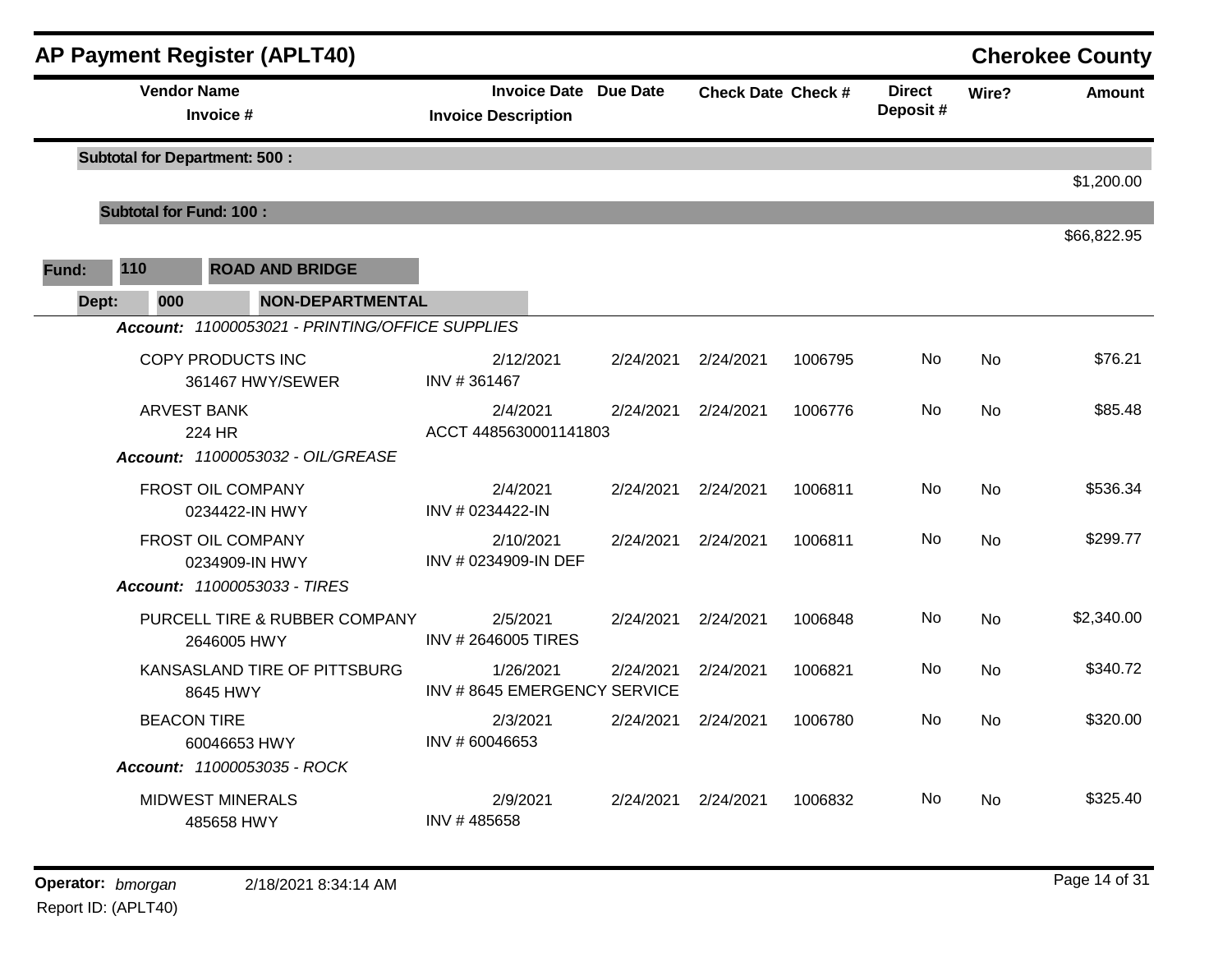# AP Payment Register (APLT40)

**Cherokee County**

| Vendor Name / Invoice # | Invoice Date / Invoice Description | Due Date | Check Date | Check # | Direct Deposit # | Wire? | Amount |
|---|---|---|---|---|---|---|---|
| **Subtotal for Department: 500 :** | | | | | | | $1,200.00 |
| **Subtotal for Fund: 100 :** | | | | | | | $66,822.95 |

**Fund: 110 ROAD AND BRIDGE**

**Dept: 000 NON-DEPARTMENTAL**

***Account: 11000053021 - PRINTING/OFFICE SUPPLIES***

| Vendor Name / Invoice # | Invoice Date / Invoice Description | Due Date | Check Date | Check # | Direct Deposit # | Wire? | Amount |
|---|---|---|---|---|---|---|---|
| COPY PRODUCTS INC<br>361467 HWY/SEWER | 2/12/2021<br>INV # 361467 | 2/24/2021 | 2/24/2021 | 1006795 | No | No | $76.21 |
| ARVEST BANK<br>224 HR | 2/4/2021<br>ACCT 4485630001141803 | 2/24/2021 | 2/24/2021 | 1006776 | No | No | $85.48 |

***Account: 11000053032 - OIL/GREASE***

| Vendor Name / Invoice # | Invoice Date / Invoice Description | Due Date | Check Date | Check # | Direct Deposit # | Wire? | Amount |
|---|---|---|---|---|---|---|---|
| FROST OIL COMPANY<br>0234422-IN HWY | 2/4/2021<br>INV # 0234422-IN | 2/24/2021 | 2/24/2021 | 1006811 | No | No | $536.34 |
| FROST OIL COMPANY<br>0234909-IN HWY | 2/10/2021<br>INV # 0234909-IN DEF | 2/24/2021 | 2/24/2021 | 1006811 | No | No | $299.77 |

***Account: 11000053033 - TIRES***

| Vendor Name / Invoice # | Invoice Date / Invoice Description | Due Date | Check Date | Check # | Direct Deposit # | Wire? | Amount |
|---|---|---|---|---|---|---|---|
| PURCELL TIRE & RUBBER COMPANY<br>2646005 HWY | 2/5/2021<br>INV # 2646005 TIRES | 2/24/2021 | 2/24/2021 | 1006848 | No | No | $2,340.00 |
| KANSASLAND TIRE OF PITTSBURG<br>8645 HWY | 1/26/2021<br>INV # 8645 EMERGENCY SERVICE | 2/24/2021 | 2/24/2021 | 1006821 | No | No | $340.72 |
| BEACON TIRE<br>60046653 HWY | 2/3/2021<br>INV # 60046653 | 2/24/2021 | 2/24/2021 | 1006780 | No | No | $320.00 |

***Account: 11000053035 - ROCK***

| Vendor Name / Invoice # | Invoice Date / Invoice Description | Due Date | Check Date | Check # | Direct Deposit # | Wire? | Amount |
|---|---|---|---|---|---|---|---|
| MIDWEST MINERALS<br>485658 HWY | 2/9/2021<br>INV # 485658 | 2/24/2021 | 2/24/2021 | 1006832 | No | No | $325.40 |

Operator: *bmorgan* 2/18/2021 8:34:14 AM
Report ID: (APLT40)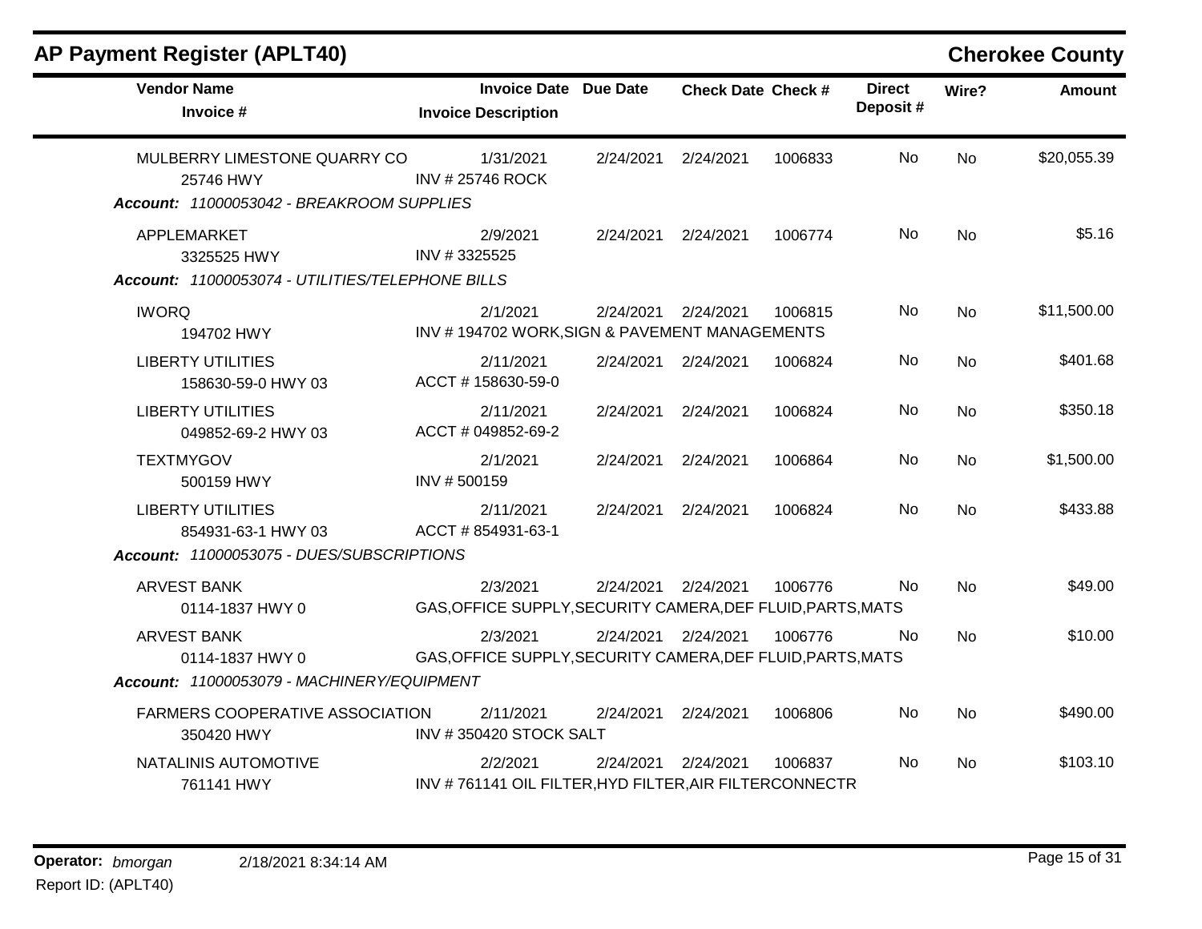## AP Payment Register (APLT40)

**Cherokee County**

| Vendor Name / Invoice # | Invoice Date / Invoice Description | Due Date | Check Date | Check # | Direct Deposit # | Wire? | Amount |
|---|---|---|---|---|---|---|---|
| MULBERRY LIMESTONE QUARRY CO<br>25746 HWY | 1/31/2021<br>INV # 25746 ROCK | 2/24/2021 | 2/24/2021 | 1006833 | No | No | $20,055.39 |
| ***Account: 11000053042 - BREAKROOM SUPPLIES*** | | | | | | | |
| APPLEMARKET<br>3325525 HWY | 2/9/2021<br>INV # 3325525 | 2/24/2021 | 2/24/2021 | 1006774 | No | No | $5.16 |
| ***Account: 11000053074 - UTILITIES/TELEPHONE BILLS*** | | | | | | | |
| IWORQ<br>194702 HWY | 2/1/2021<br>INV # 194702 WORK,SIGN & PAVEMENT MANAGEMENTS | 2/24/2021 | 2/24/2021 | 1006815 | No | No | $11,500.00 |
| LIBERTY UTILITIES<br>158630-59-0 HWY 03 | 2/11/2021<br>ACCT # 158630-59-0 | 2/24/2021 | 2/24/2021 | 1006824 | No | No | $401.68 |
| LIBERTY UTILITIES<br>049852-69-2 HWY 03 | 2/11/2021<br>ACCT # 049852-69-2 | 2/24/2021 | 2/24/2021 | 1006824 | No | No | $350.18 |
| TEXTMYGOV<br>500159 HWY | 2/1/2021<br>INV # 500159 | 2/24/2021 | 2/24/2021 | 1006864 | No | No | $1,500.00 |
| LIBERTY UTILITIES<br>854931-63-1 HWY 03 | 2/11/2021<br>ACCT # 854931-63-1 | 2/24/2021 | 2/24/2021 | 1006824 | No | No | $433.88 |
| ***Account: 11000053075 - DUES/SUBSCRIPTIONS*** | | | | | | | |
| ARVEST BANK<br>0114-1837 HWY 0 | 2/3/2021<br>GAS,OFFICE SUPPLY,SECURITY CAMERA,DEF FLUID,PARTS,MATS | 2/24/2021 | 2/24/2021 | 1006776 | No | No | $49.00 |
| ARVEST BANK<br>0114-1837 HWY 0 | 2/3/2021<br>GAS,OFFICE SUPPLY,SECURITY CAMERA,DEF FLUID,PARTS,MATS | 2/24/2021 | 2/24/2021 | 1006776 | No | No | $10.00 |
| ***Account: 11000053079 - MACHINERY/EQUIPMENT*** | | | | | | | |
| FARMERS COOPERATIVE ASSOCIATION<br>350420 HWY | 2/11/2021<br>INV # 350420 STOCK SALT | 2/24/2021 | 2/24/2021 | 1006806 | No | No | $490.00 |
| NATALINIS AUTOMOTIVE<br>761141 HWY | 2/2/2021<br>INV # 761141 OIL FILTER,HYD FILTER,AIR FILTERCONNECTR | 2/24/2021 | 2/24/2021 | 1006837 | No | No | $103.10 |

**Operator:** *bmorgan* 2/18/2021 8:34:14 AM
Report ID: (APLT40)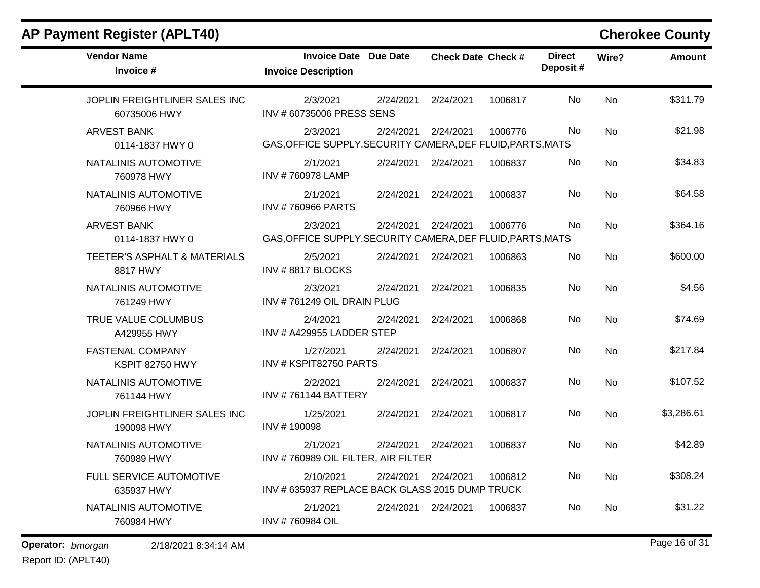## AP Payment Register (APLT40)

**Cherokee County**

| Vendor Name / Invoice # | Invoice Date / Invoice Description | Due Date | Check Date | Check # | Direct Deposit # | Wire? | Amount |
|---|---|---|---|---|---|---|---|
| JOPLIN FREIGHTLINER SALES INC<br>60735006 HWY | 2/3/2021<br>INV # 60735006 PRESS SENS | 2/24/2021 | 2/24/2021 | 1006817 | No | No | $311.79 |
| ARVEST BANK<br>0114-1837 HWY 0 | 2/3/2021<br>GAS,OFFICE SUPPLY,SECURITY CAMERA,DEF FLUID,PARTS,MATS | 2/24/2021 | 2/24/2021 | 1006776 | No | No | $21.98 |
| NATALINIS AUTOMOTIVE<br>760978 HWY | 2/1/2021<br>INV # 760978 LAMP | 2/24/2021 | 2/24/2021 | 1006837 | No | No | $34.83 |
| NATALINIS AUTOMOTIVE<br>760966 HWY | 2/1/2021<br>INV # 760966 PARTS | 2/24/2021 | 2/24/2021 | 1006837 | No | No | $64.58 |
| ARVEST BANK<br>0114-1837 HWY 0 | 2/3/2021<br>GAS,OFFICE SUPPLY,SECURITY CAMERA,DEF FLUID,PARTS,MATS | 2/24/2021 | 2/24/2021 | 1006776 | No | No | $364.16 |
| TEETER'S ASPHALT & MATERIALS<br>8817 HWY | 2/5/2021<br>INV # 8817 BLOCKS | 2/24/2021 | 2/24/2021 | 1006863 | No | No | $600.00 |
| NATALINIS AUTOMOTIVE<br>761249 HWY | 2/3/2021<br>INV # 761249 OIL DRAIN PLUG | 2/24/2021 | 2/24/2021 | 1006835 | No | No | $4.56 |
| TRUE VALUE COLUMBUS<br>A429955 HWY | 2/4/2021<br>INV # A429955 LADDER STEP | 2/24/2021 | 2/24/2021 | 1006868 | No | No | $74.69 |
| FASTENAL COMPANY<br>KSPIT 82750 HWY | 1/27/2021<br>INV # KSPIT82750 PARTS | 2/24/2021 | 2/24/2021 | 1006807 | No | No | $217.84 |
| NATALINIS AUTOMOTIVE<br>761144 HWY | 2/2/2021<br>INV # 761144 BATTERY | 2/24/2021 | 2/24/2021 | 1006837 | No | No | $107.52 |
| JOPLIN FREIGHTLINER SALES INC<br>190098 HWY | 1/25/2021<br>INV # 190098 | 2/24/2021 | 2/24/2021 | 1006817 | No | No | $3,286.61 |
| NATALINIS AUTOMOTIVE<br>760989 HWY | 2/1/2021<br>INV # 760989 OIL FILTER, AIR FILTER | 2/24/2021 | 2/24/2021 | 1006837 | No | No | $42.89 |
| FULL SERVICE AUTOMOTIVE<br>635937 HWY | 2/10/2021<br>INV # 635937 REPLACE BACK GLASS 2015 DUMP TRUCK | 2/24/2021 | 2/24/2021 | 1006812 | No | No | $308.24 |
| NATALINIS AUTOMOTIVE<br>760984 HWY | 2/1/2021<br>INV # 760984 OIL | 2/24/2021 | 2/24/2021 | 1006837 | No | No | $31.22 |

**Operator:** *bmorgan* 2/18/2021 8:34:14 AM
Report ID: (APLT40)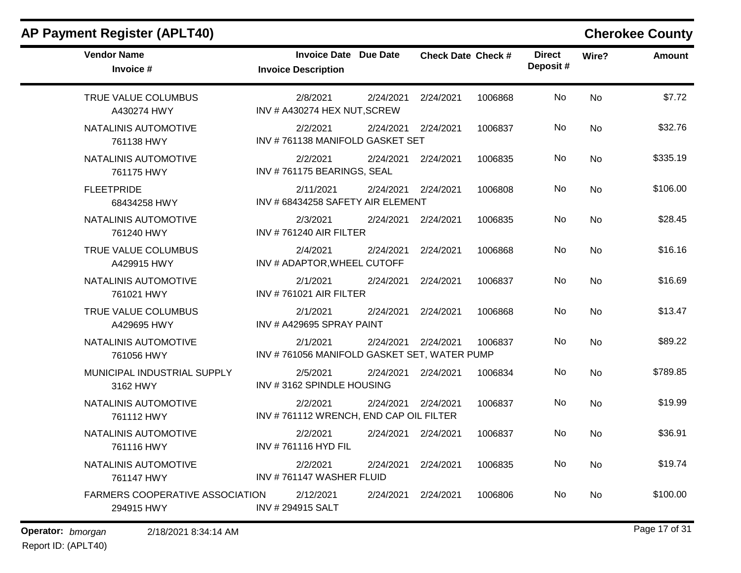# AP Payment Register (APLT40)

**Cherokee County**

| Vendor Name / Invoice # | Invoice Date / Invoice Description | Due Date | Check Date | Check # | Direct Deposit # | Wire? | Amount |
|---|---|---|---|---|---|---|---|
| TRUE VALUE COLUMBUS<br>A430274 HWY | 2/8/2021<br>INV # A430274 HEX NUT,SCREW | 2/24/2021 | 2/24/2021 | 1006868 | No | No | $7.72 |
| NATALINIS AUTOMOTIVE<br>761138 HWY | 2/2/2021<br>INV # 761138 MANIFOLD GASKET SET | 2/24/2021 | 2/24/2021 | 1006837 | No | No | $32.76 |
| NATALINIS AUTOMOTIVE<br>761175 HWY | 2/2/2021<br>INV # 761175 BEARINGS, SEAL | 2/24/2021 | 2/24/2021 | 1006835 | No | No | $335.19 |
| FLEETPRIDE<br>68434258 HWY | 2/11/2021<br>INV # 68434258 SAFETY AIR ELEMENT | 2/24/2021 | 2/24/2021 | 1006808 | No | No | $106.00 |
| NATALINIS AUTOMOTIVE<br>761240 HWY | 2/3/2021<br>INV # 761240 AIR FILTER | 2/24/2021 | 2/24/2021 | 1006835 | No | No | $28.45 |
| TRUE VALUE COLUMBUS<br>A429915 HWY | 2/4/2021<br>INV # ADAPTOR,WHEEL CUTOFF | 2/24/2021 | 2/24/2021 | 1006868 | No | No | $16.16 |
| NATALINIS AUTOMOTIVE<br>761021 HWY | 2/1/2021<br>INV # 761021 AIR FILTER | 2/24/2021 | 2/24/2021 | 1006837 | No | No | $16.69 |
| TRUE VALUE COLUMBUS<br>A429695 HWY | 2/1/2021<br>INV # A429695 SPRAY PAINT | 2/24/2021 | 2/24/2021 | 1006868 | No | No | $13.47 |
| NATALINIS AUTOMOTIVE<br>761056 HWY | 2/1/2021<br>INV # 761056 MANIFOLD GASKET SET, WATER PUMP | 2/24/2021 | 2/24/2021 | 1006837 | No | No | $89.22 |
| MUNICIPAL INDUSTRIAL SUPPLY<br>3162 HWY | 2/5/2021<br>INV # 3162 SPINDLE HOUSING | 2/24/2021 | 2/24/2021 | 1006834 | No | No | $789.85 |
| NATALINIS AUTOMOTIVE<br>761112 HWY | 2/2/2021<br>INV # 761112 WRENCH, END CAP OIL FILTER | 2/24/2021 | 2/24/2021 | 1006837 | No | No | $19.99 |
| NATALINIS AUTOMOTIVE<br>761116 HWY | 2/2/2021<br>INV # 761116 HYD FIL | 2/24/2021 | 2/24/2021 | 1006837 | No | No | $36.91 |
| NATALINIS AUTOMOTIVE<br>761147 HWY | 2/2/2021<br>INV # 761147 WASHER FLUID | 2/24/2021 | 2/24/2021 | 1006835 | No | No | $19.74 |
| FARMERS COOPERATIVE ASSOCIATION<br>294915 HWY | 2/12/2021<br>INV # 294915 SALT | 2/24/2021 | 2/24/2021 | 1006806 | No | No | $100.00 |

**Operator:** *bmorgan* 2/18/2021 8:34:14 AM

Report ID: (APLT40)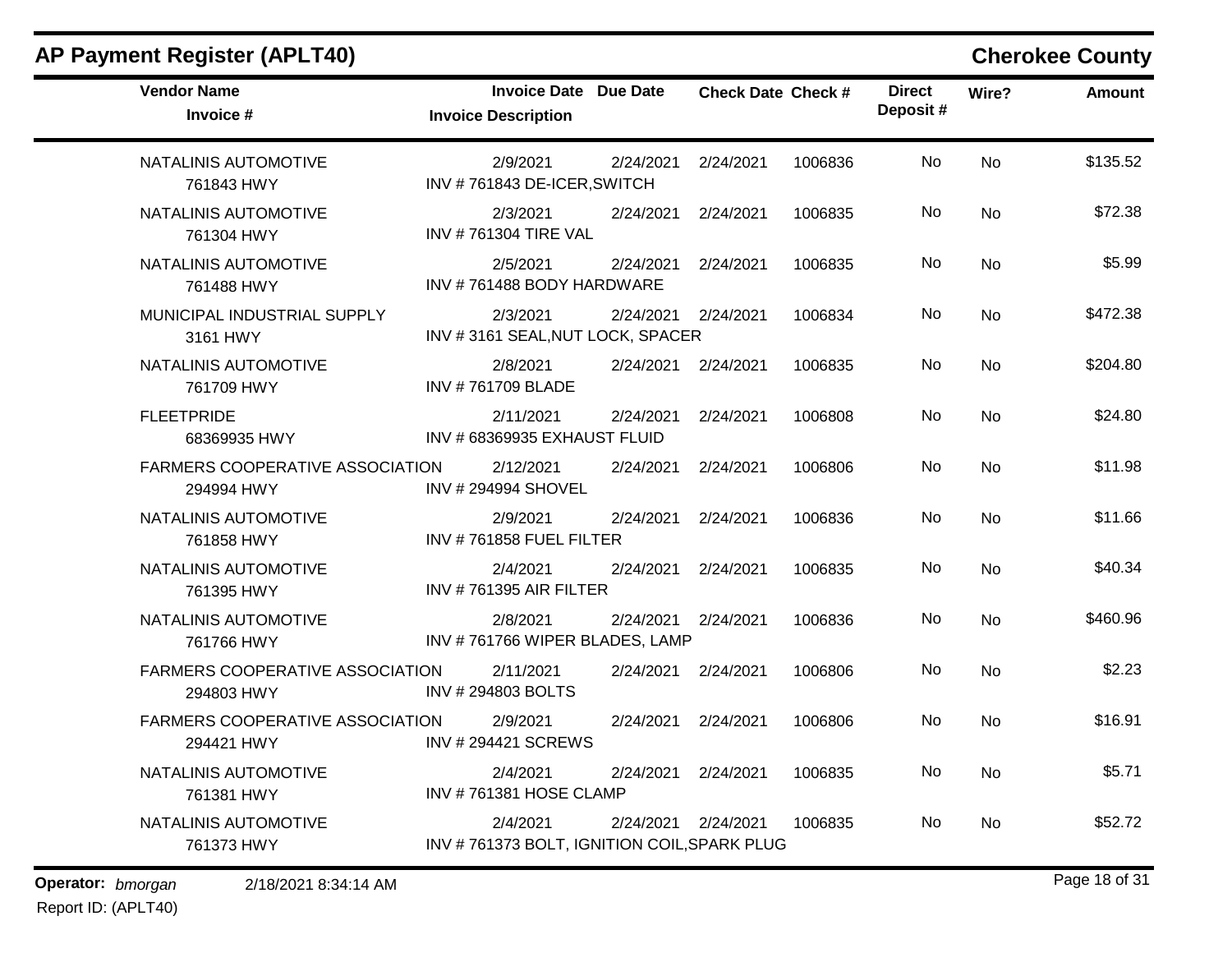## AP Payment Register (APLT40)

## Cherokee County

| Vendor Name / Invoice # | Invoice Date / Invoice Description | Due Date | Check Date | Check # | Direct Deposit # | Wire? | Amount |
|---|---|---|---|---|---|---|---|
| NATALINIS AUTOMOTIVE<br>761843 HWY | 2/9/2021<br>INV # 761843 DE-ICER,SWITCH | 2/24/2021 | 2/24/2021 | 1006836 | No | No | $135.52 |
| NATALINIS AUTOMOTIVE<br>761304 HWY | 2/3/2021<br>INV # 761304 TIRE VAL | 2/24/2021 | 2/24/2021 | 1006835 | No | No | $72.38 |
| NATALINIS AUTOMOTIVE<br>761488 HWY | 2/5/2021<br>INV # 761488 BODY HARDWARE | 2/24/2021 | 2/24/2021 | 1006835 | No | No | $5.99 |
| MUNICIPAL INDUSTRIAL SUPPLY<br>3161 HWY | 2/3/2021<br>INV # 3161 SEAL,NUT LOCK, SPACER | 2/24/2021 | 2/24/2021 | 1006834 | No | No | $472.38 |
| NATALINIS AUTOMOTIVE<br>761709 HWY | 2/8/2021<br>INV # 761709 BLADE | 2/24/2021 | 2/24/2021 | 1006835 | No | No | $204.80 |
| FLEETPRIDE<br>68369935 HWY | 2/11/2021<br>INV # 68369935 EXHAUST FLUID | 2/24/2021 | 2/24/2021 | 1006808 | No | No | $24.80 |
| FARMERS COOPERATIVE ASSOCIATION<br>294994 HWY | 2/12/2021<br>INV # 294994 SHOVEL | 2/24/2021 | 2/24/2021 | 1006806 | No | No | $11.98 |
| NATALINIS AUTOMOTIVE<br>761858 HWY | 2/9/2021<br>INV # 761858 FUEL FILTER | 2/24/2021 | 2/24/2021 | 1006836 | No | No | $11.66 |
| NATALINIS AUTOMOTIVE<br>761395 HWY | 2/4/2021<br>INV # 761395 AIR FILTER | 2/24/2021 | 2/24/2021 | 1006835 | No | No | $40.34 |
| NATALINIS AUTOMOTIVE<br>761766 HWY | 2/8/2021<br>INV # 761766 WIPER BLADES, LAMP | 2/24/2021 | 2/24/2021 | 1006836 | No | No | $460.96 |
| FARMERS COOPERATIVE ASSOCIATION<br>294803 HWY | 2/11/2021<br>INV # 294803 BOLTS | 2/24/2021 | 2/24/2021 | 1006806 | No | No | $2.23 |
| FARMERS COOPERATIVE ASSOCIATION<br>294421 HWY | 2/9/2021<br>INV # 294421 SCREWS | 2/24/2021 | 2/24/2021 | 1006806 | No | No | $16.91 |
| NATALINIS AUTOMOTIVE<br>761381 HWY | 2/4/2021<br>INV # 761381 HOSE CLAMP | 2/24/2021 | 2/24/2021 | 1006835 | No | No | $5.71 |
| NATALINIS AUTOMOTIVE<br>761373 HWY | 2/4/2021<br>INV # 761373 BOLT, IGNITION COIL,SPARK PLUG | 2/24/2021 | 2/24/2021 | 1006835 | No | No | $52.72 |

**Operator:** *bmorgan* 2/18/2021 8:34:14 AM
Report ID: (APLT40)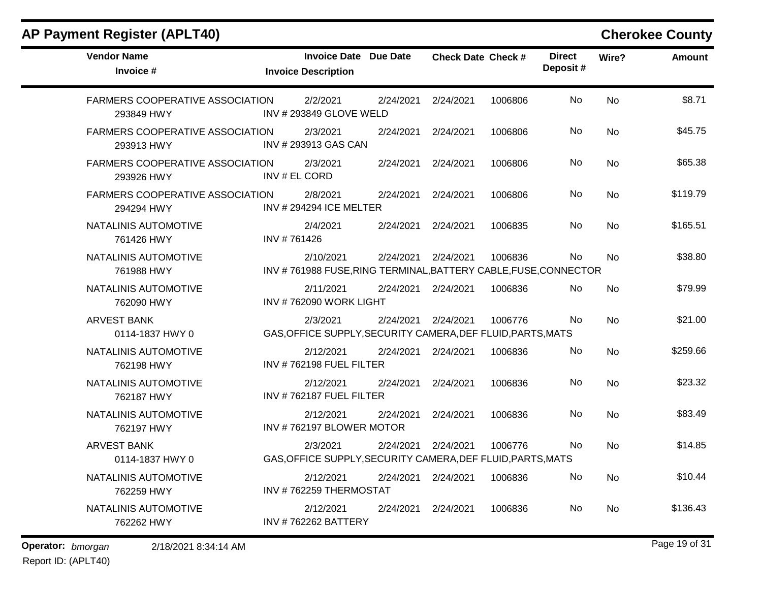## AP Payment Register (APLT40)

**Cherokee County**

| Vendor Name / Invoice # | Invoice Date / Invoice Description | Due Date | Check Date | Check # | Direct Deposit # | Wire? | Amount |
|---|---|---|---|---|---|---|---|
| FARMERS COOPERATIVE ASSOCIATION<br>293849 HWY | 2/2/2021<br>INV # 293849 GLOVE WELD | 2/24/2021 | 2/24/2021 | 1006806 | No | No | $8.71 |
| FARMERS COOPERATIVE ASSOCIATION<br>293913 HWY | 2/3/2021<br>INV # 293913 GAS CAN | 2/24/2021 | 2/24/2021 | 1006806 | No | No | $45.75 |
| FARMERS COOPERATIVE ASSOCIATION<br>293926 HWY | 2/3/2021<br>INV # EL CORD | 2/24/2021 | 2/24/2021 | 1006806 | No | No | $65.38 |
| FARMERS COOPERATIVE ASSOCIATION<br>294294 HWY | 2/8/2021<br>INV # 294294 ICE MELTER | 2/24/2021 | 2/24/2021 | 1006806 | No | No | $119.79 |
| NATALINIS AUTOMOTIVE<br>761426 HWY | 2/4/2021<br>INV # 761426 | 2/24/2021 | 2/24/2021 | 1006835 | No | No | $165.51 |
| NATALINIS AUTOMOTIVE<br>761988 HWY | 2/10/2021<br>INV # 761988 FUSE,RING TERMINAL,BATTERY CABLE,FUSE,CONNECTOR | 2/24/2021 | 2/24/2021 | 1006836 | No | No | $38.80 |
| NATALINIS AUTOMOTIVE<br>762090 HWY | 2/11/2021<br>INV # 762090 WORK LIGHT | 2/24/2021 | 2/24/2021 | 1006836 | No | No | $79.99 |
| ARVEST BANK<br>0114-1837 HWY 0 | 2/3/2021<br>GAS,OFFICE SUPPLY,SECURITY CAMERA,DEF FLUID,PARTS,MATS | 2/24/2021 | 2/24/2021 | 1006776 | No | No | $21.00 |
| NATALINIS AUTOMOTIVE<br>762198 HWY | 2/12/2021<br>INV # 762198 FUEL FILTER | 2/24/2021 | 2/24/2021 | 1006836 | No | No | $259.66 |
| NATALINIS AUTOMOTIVE<br>762187 HWY | 2/12/2021<br>INV # 762187 FUEL FILTER | 2/24/2021 | 2/24/2021 | 1006836 | No | No | $23.32 |
| NATALINIS AUTOMOTIVE<br>762197 HWY | 2/12/2021<br>INV # 762197 BLOWER MOTOR | 2/24/2021 | 2/24/2021 | 1006836 | No | No | $83.49 |
| ARVEST BANK<br>0114-1837 HWY 0 | 2/3/2021<br>GAS,OFFICE SUPPLY,SECURITY CAMERA,DEF FLUID,PARTS,MATS | 2/24/2021 | 2/24/2021 | 1006776 | No | No | $14.85 |
| NATALINIS AUTOMOTIVE<br>762259 HWY | 2/12/2021<br>INV # 762259 THERMOSTAT | 2/24/2021 | 2/24/2021 | 1006836 | No | No | $10.44 |
| NATALINIS AUTOMOTIVE<br>762262 HWY | 2/12/2021<br>INV # 762262 BATTERY | 2/24/2021 | 2/24/2021 | 1006836 | No | No | $136.43 |

**Operator:** *bmorgan* 2/18/2021 8:34:14 AM
Report ID: (APLT40)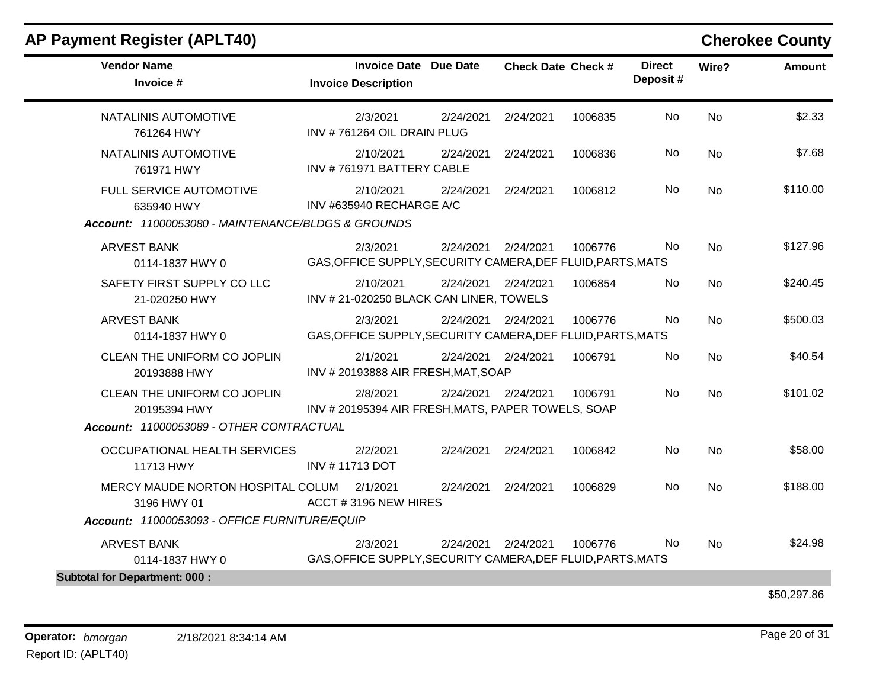## AP Payment Register (APLT40) — Cherokee County

| Vendor Name / Invoice # | Invoice Date / Invoice Description | Due Date | Check Date | Check # | Direct Deposit # | Wire? | Amount |
|---|---|---|---|---|---|---|---|
| NATALINIS AUTOMOTIVE<br>761264 HWY | 2/3/2021<br>INV # 761264 OIL DRAIN PLUG | 2/24/2021 | 2/24/2021 | 1006835 | No | No | $2.33 |
| NATALINIS AUTOMOTIVE<br>761971 HWY | 2/10/2021<br>INV # 761971 BATTERY CABLE | 2/24/2021 | 2/24/2021 | 1006836 | No | No | $7.68 |
| FULL SERVICE AUTOMOTIVE<br>635940 HWY | 2/10/2021<br>INV #635940 RECHARGE A/C | 2/24/2021 | 2/24/2021 | 1006812 | No | No | $110.00 |
| ***Account:* 11000053080 - MAINTENANCE/BLDGS & GROUNDS** | | | | | | | |
| ARVEST BANK<br>0114-1837 HWY 0 | 2/3/2021<br>GAS,OFFICE SUPPLY,SECURITY CAMERA,DEF FLUID,PARTS,MATS | 2/24/2021 | 2/24/2021 | 1006776 | No | No | $127.96 |
| SAFETY FIRST SUPPLY CO LLC<br>21-020250 HWY | 2/10/2021<br>INV # 21-020250 BLACK CAN LINER, TOWELS | 2/24/2021 | 2/24/2021 | 1006854 | No | No | $240.45 |
| ARVEST BANK<br>0114-1837 HWY 0 | 2/3/2021<br>GAS,OFFICE SUPPLY,SECURITY CAMERA,DEF FLUID,PARTS,MATS | 2/24/2021 | 2/24/2021 | 1006776 | No | No | $500.03 |
| CLEAN THE UNIFORM CO JOPLIN<br>20193888 HWY | 2/1/2021<br>INV # 20193888 AIR FRESH,MAT,SOAP | 2/24/2021 | 2/24/2021 | 1006791 | No | No | $40.54 |
| CLEAN THE UNIFORM CO JOPLIN<br>20195394 HWY | 2/8/2021<br>INV # 20195394 AIR FRESH,MATS, PAPER TOWELS, SOAP | 2/24/2021 | 2/24/2021 | 1006791 | No | No | $101.02 |
| ***Account:* 11000053089 - OTHER CONTRACTUAL** | | | | | | | |
| OCCUPATIONAL HEALTH SERVICES<br>11713 HWY | 2/2/2021<br>INV # 11713 DOT | 2/24/2021 | 2/24/2021 | 1006842 | No | No | $58.00 |
| MERCY MAUDE NORTON HOSPITAL COLUM<br>3196 HWY 01 | 2/1/2021<br>ACCT # 3196 NEW HIRES | 2/24/2021 | 2/24/2021 | 1006829 | No | No | $188.00 |
| ***Account:* 11000053093 - OFFICE FURNITURE/EQUIP** | | | | | | | |
| ARVEST BANK<br>0114-1837 HWY 0 | 2/3/2021<br>GAS,OFFICE SUPPLY,SECURITY CAMERA,DEF FLUID,PARTS,MATS | 2/24/2021 | 2/24/2021 | 1006776 | No | No | $24.98 |
| **Subtotal for Department: 000 :** | | | | | | | $50,297.86 |

**Operator:** *bmorgan* 2/18/2021 8:34:14 AM
Report ID: (APLT40)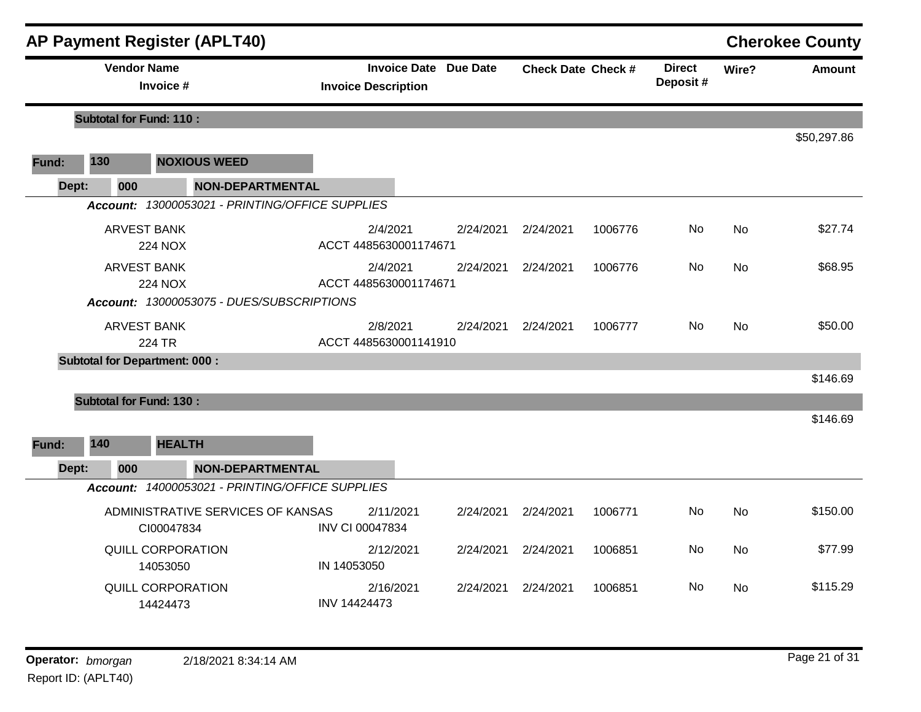## AP Payment Register (APLT40)

**Cherokee County**

| Vendor Name / Invoice # | Invoice Date / Invoice Description | Due Date | Check Date | Check # | Direct Deposit # | Wire? | Amount |
|---|---|---|---|---|---|---|---|
| **Subtotal for Fund: 110 :** | | | | | | | $50,297.86 |

**Fund: 130 NOXIOUS WEED**

**Dept: 000 NON-DEPARTMENTAL**

***Account:*** *13000053021 - PRINTING/OFFICE SUPPLIES*

| Vendor Name / Invoice # | Invoice Date / Invoice Description | Due Date | Check Date | Check # | Direct Deposit # | Wire? | Amount |
|---|---|---|---|---|---|---|---|
| ARVEST BANK<br>224 NOX | 2/4/2021<br>ACCT 4485630001174671 | 2/24/2021 | 2/24/2021 | 1006776 | No | No | $27.74 |
| ARVEST BANK<br>224 NOX | 2/4/2021<br>ACCT 4485630001174671 | 2/24/2021 | 2/24/2021 | 1006776 | No | No | $68.95 |

***Account:*** *13000053075 - DUES/SUBSCRIPTIONS*

| Vendor Name / Invoice # | Invoice Date / Invoice Description | Due Date | Check Date | Check # | Direct Deposit # | Wire? | Amount |
|---|---|---|---|---|---|---|---|
| ARVEST BANK<br>224 TR | 2/8/2021<br>ACCT 4485630001141910 | 2/24/2021 | 2/24/2021 | 1006777 | No | No | $50.00 |
| **Subtotal for Department: 000 :** | | | | | | | $146.69 |
| **Subtotal for Fund: 130 :** | | | | | | | $146.69 |

**Fund: 140 HEALTH**

**Dept: 000 NON-DEPARTMENTAL**

***Account:*** *14000053021 - PRINTING/OFFICE SUPPLIES*

| Vendor Name / Invoice # | Invoice Date / Invoice Description | Due Date | Check Date | Check # | Direct Deposit # | Wire? | Amount |
|---|---|---|---|---|---|---|---|
| ADMINISTRATIVE SERVICES OF KANSAS<br>CI00047834 | 2/11/2021<br>INV CI 00047834 | 2/24/2021 | 2/24/2021 | 1006771 | No | No | $150.00 |
| QUILL CORPORATION<br>14053050 | 2/12/2021<br>IN 14053050 | 2/24/2021 | 2/24/2021 | 1006851 | No | No | $77.99 |
| QUILL CORPORATION<br>14424473 | 2/16/2021<br>INV 14424473 | 2/24/2021 | 2/24/2021 | 1006851 | No | No | $115.29 |

**Operator:** *bmorgan* 2/18/2021 8:34:14 AM

Report ID: (APLT40)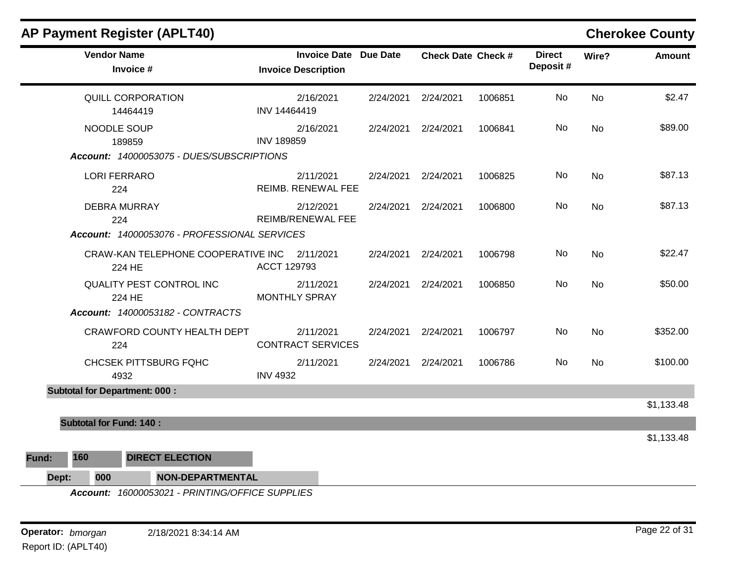## AP Payment Register (APLT40)

**Cherokee County**

| Vendor Name / Invoice # | Invoice Date / Invoice Description | Due Date | Check Date | Check # | Direct Deposit # | Wire? | Amount |
|---|---|---|---|---|---|---|---|
| QUILL CORPORATION<br>14464419 | 2/16/2021<br>INV 14464419 | 2/24/2021 | 2/24/2021 | 1006851 | No | No | $2.47 |
| NOODLE SOUP<br>189859 | 2/16/2021<br>INV 189859 | 2/24/2021 | 2/24/2021 | 1006841 | No | No | $89.00 |
| ***Account:* 14000053075 - DUES/SUBSCRIPTIONS** | | | | | | | |
| LORI FERRARO<br>224 | 2/11/2021<br>REIMB. RENEWAL FEE | 2/24/2021 | 2/24/2021 | 1006825 | No | No | $87.13 |
| DEBRA MURRAY<br>224 | 2/12/2021<br>REIMB/RENEWAL FEE | 2/24/2021 | 2/24/2021 | 1006800 | No | No | $87.13 |
| ***Account:* 14000053076 - PROFESSIONAL SERVICES** | | | | | | | |
| CRAW-KAN TELEPHONE COOPERATIVE INC<br>224 HE | 2/11/2021<br>ACCT 129793 | 2/24/2021 | 2/24/2021 | 1006798 | No | No | $22.47 |
| QUALITY PEST CONTROL INC<br>224 HE | 2/11/2021<br>MONTHLY SPRAY | 2/24/2021 | 2/24/2021 | 1006850 | No | No | $50.00 |
| ***Account:* 14000053182 - CONTRACTS** | | | | | | | |
| CRAWFORD COUNTY HEALTH DEPT<br>224 | 2/11/2021<br>CONTRACT SERVICES | 2/24/2021 | 2/24/2021 | 1006797 | No | No | $352.00 |
| CHCSEK PITTSBURG FQHC<br>4932 | 2/11/2021<br>INV 4932 | 2/24/2021 | 2/24/2021 | 1006786 | No | No | $100.00 |
| **Subtotal for Department: 000 :** | | | | | | | $1,133.48 |
| **Subtotal for Fund: 140 :** | | | | | | | $1,133.48 |

**Fund: 160 DIRECT ELECTION**

**Dept: 000 NON-DEPARTMENTAL**

***Account:* 16000053021 - PRINTING/OFFICE SUPPLIES**

Operator: *bmorgan* 2/18/2021 8:34:14 AM

Report ID: (APLT40)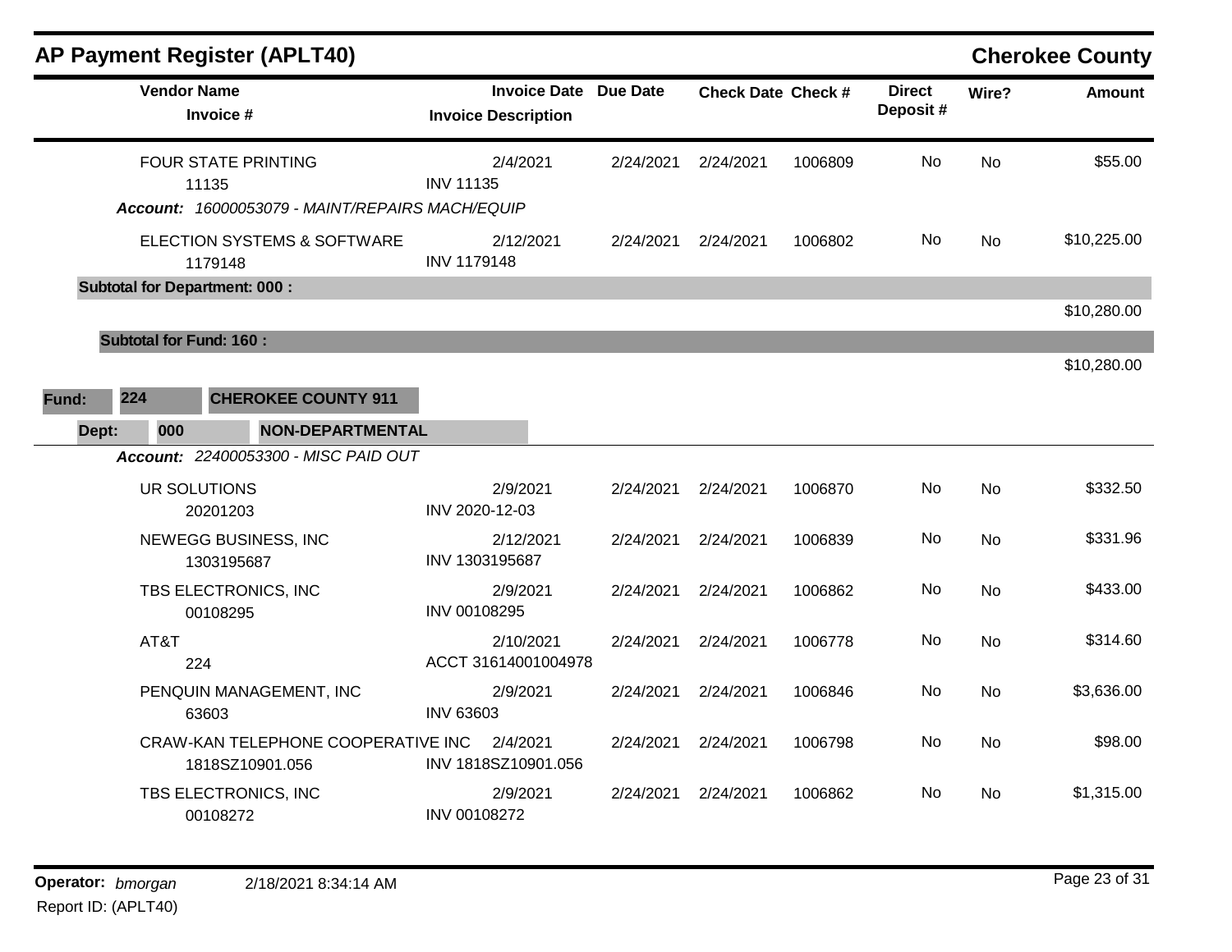# AP Payment Register (APLT40)

**Cherokee County**

| Vendor Name / Invoice # | Invoice Date / Invoice Description | Due Date | Check Date | Check # | Direct Deposit # | Wire? | Amount |
|---|---|---|---|---|---|---|---|
| FOUR STATE PRINTING<br>11135 | 2/4/2021<br>INV 11135 | 2/24/2021 | 2/24/2021 | 1006809 | No | No | $55.00 |

***Account:*** *16000053079 - MAINT/REPAIRS MACH/EQUIP*

| Vendor Name / Invoice # | Invoice Date / Invoice Description | Due Date | Check Date | Check # | Direct Deposit # | Wire? | Amount |
|---|---|---|---|---|---|---|---|
| ELECTION SYSTEMS & SOFTWARE<br>1179148 | 2/12/2021<br>INV 1179148 | 2/24/2021 | 2/24/2021 | 1006802 | No | No | $10,225.00 |

**Subtotal for Department: 000 :** $10,280.00

**Subtotal for Fund: 160 :** $10,280.00

**Fund: 224 CHEROKEE COUNTY 911**

**Dept: 000 NON-DEPARTMENTAL**

***Account:*** *22400053300 - MISC PAID OUT*

| Vendor Name / Invoice # | Invoice Date / Invoice Description | Due Date | Check Date | Check # | Direct Deposit # | Wire? | Amount |
|---|---|---|---|---|---|---|---|
| UR SOLUTIONS<br>20201203 | 2/9/2021<br>INV 2020-12-03 | 2/24/2021 | 2/24/2021 | 1006870 | No | No | $332.50 |
| NEWEGG BUSINESS, INC<br>1303195687 | 2/12/2021<br>INV 1303195687 | 2/24/2021 | 2/24/2021 | 1006839 | No | No | $331.96 |
| TBS ELECTRONICS, INC<br>00108295 | 2/9/2021<br>INV 00108295 | 2/24/2021 | 2/24/2021 | 1006862 | No | No | $433.00 |
| AT&T<br>224 | 2/10/2021<br>ACCT 31614001004978 | 2/24/2021 | 2/24/2021 | 1006778 | No | No | $314.60 |
| PENQUIN MANAGEMENT, INC<br>63603 | 2/9/2021<br>INV 63603 | 2/24/2021 | 2/24/2021 | 1006846 | No | No | $3,636.00 |
| CRAW-KAN TELEPHONE COOPERATIVE INC<br>1818SZ10901.056 | 2/4/2021<br>INV 1818SZ10901.056 | 2/24/2021 | 2/24/2021 | 1006798 | No | No | $98.00 |
| TBS ELECTRONICS, INC<br>00108272 | 2/9/2021<br>INV 00108272 | 2/24/2021 | 2/24/2021 | 1006862 | No | No | $1,315.00 |

**Operator:** *bmorgan* 2/18/2021 8:34:14 AM

Report ID: (APLT40)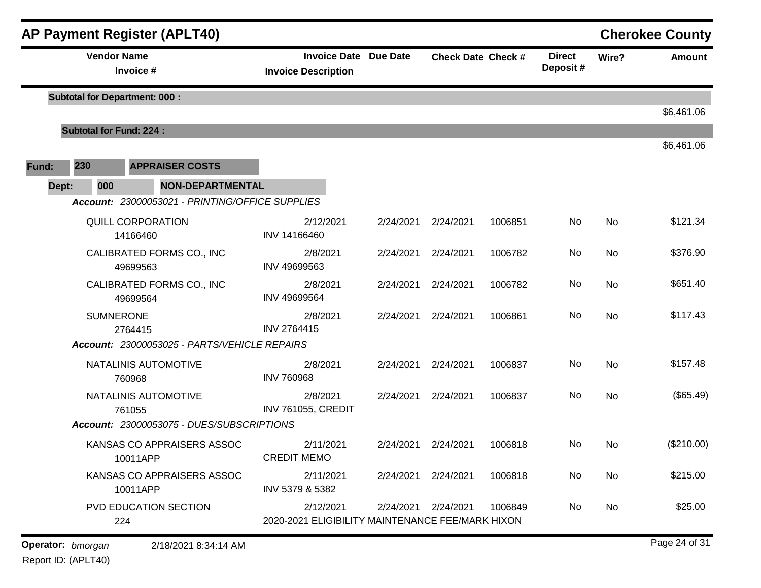## AP Payment Register (APLT40)

**Cherokee County**

| Vendor Name / Invoice # | Invoice Date / Invoice Description | Due Date | Check Date | Check # | Direct Deposit # | Wire? | Amount |
|---|---|---|---|---|---|---|---|
| **Subtotal for Department: 000 :** | | | | | | | $6,461.06 |
| **Subtotal for Fund: 224 :** | | | | | | | $6,461.06 |

**Fund: 230 APPRAISER COSTS**

**Dept: 000 NON-DEPARTMENTAL**

| Vendor Name / Invoice # | Invoice Date / Invoice Description | Due Date | Check Date | Check # | Direct Deposit # | Wire? | Amount |
|---|---|---|---|---|---|---|---|
| ***Account: 23000053021 - PRINTING/OFFICE SUPPLIES*** | | | | | | | |
| QUILL CORPORATION 14166460 | 2/12/2021 INV 14166460 | 2/24/2021 | 2/24/2021 | 1006851 | No | No | $121.34 |
| CALIBRATED FORMS CO., INC 49699563 | 2/8/2021 INV 49699563 | 2/24/2021 | 2/24/2021 | 1006782 | No | No | $376.90 |
| CALIBRATED FORMS CO., INC 49699564 | 2/8/2021 INV 49699564 | 2/24/2021 | 2/24/2021 | 1006782 | No | No | $651.40 |
| SUMNERONE 2764415 | 2/8/2021 INV 2764415 | 2/24/2021 | 2/24/2021 | 1006861 | No | No | $117.43 |
| ***Account: 23000053025 - PARTS/VEHICLE REPAIRS*** | | | | | | | |
| NATALINIS AUTOMOTIVE 760968 | 2/8/2021 INV 760968 | 2/24/2021 | 2/24/2021 | 1006837 | No | No | $157.48 |
| NATALINIS AUTOMOTIVE 761055 | 2/8/2021 INV 761055, CREDIT | 2/24/2021 | 2/24/2021 | 1006837 | No | No | ($65.49) |
| ***Account: 23000053075 - DUES/SUBSCRIPTIONS*** | | | | | | | |
| KANSAS CO APPRAISERS ASSOC 10011APP | 2/11/2021 CREDIT MEMO | 2/24/2021 | 2/24/2021 | 1006818 | No | No | ($210.00) |
| KANSAS CO APPRAISERS ASSOC 10011APP | 2/11/2021 INV 5379 & 5382 | 2/24/2021 | 2/24/2021 | 1006818 | No | No | $215.00 |
| PVD EDUCATION SECTION 224 | 2/12/2021 2020-2021 ELIGIBILITY MAINTENANCE FEE/MARK HIXON | 2/24/2021 | 2/24/2021 | 1006849 | No | No | $25.00 |

Operator: *bmorgan* 2/18/2021 8:34:14 AM

Report ID: (APLT40)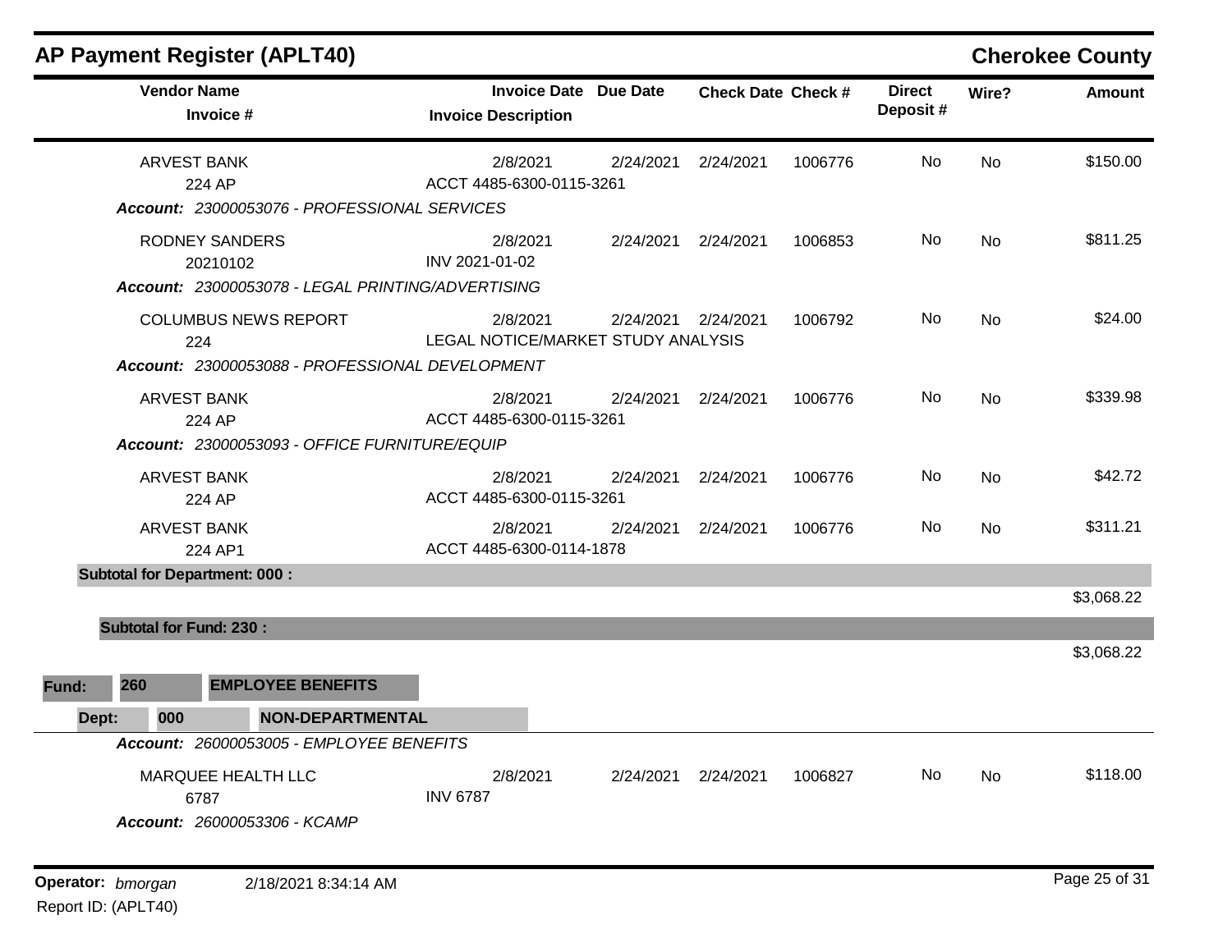## AP Payment Register (APLT40)

**Cherokee County**

| Vendor Name / Invoice # | Invoice Date / Invoice Description | Due Date | Check Date | Check # | Direct Deposit # | Wire? | Amount |
|---|---|---|---|---|---|---|---|
| ARVEST BANK<br>224 AP | 2/8/2021<br>ACCT 4485-6300-0115-3261 | 2/24/2021 | 2/24/2021 | 1006776 | No | No | $150.00 |
| ***Account:** 23000053076 - PROFESSIONAL SERVICES* | | | | | | | |
| RODNEY SANDERS<br>20210102 | 2/8/2021<br>INV 2021-01-02 | 2/24/2021 | 2/24/2021 | 1006853 | No | No | $811.25 |
| ***Account:** 23000053078 - LEGAL PRINTING/ADVERTISING* | | | | | | | |
| COLUMBUS NEWS REPORT<br>224 | 2/8/2021<br>LEGAL NOTICE/MARKET STUDY ANALYSIS | 2/24/2021 | 2/24/2021 | 1006792 | No | No | $24.00 |
| ***Account:** 23000053088 - PROFESSIONAL DEVELOPMENT* | | | | | | | |
| ARVEST BANK<br>224 AP | 2/8/2021<br>ACCT 4485-6300-0115-3261 | 2/24/2021 | 2/24/2021 | 1006776 | No | No | $339.98 |
| ***Account:** 23000053093 - OFFICE FURNITURE/EQUIP* | | | | | | | |
| ARVEST BANK<br>224 AP | 2/8/2021<br>ACCT 4485-6300-0115-3261 | 2/24/2021 | 2/24/2021 | 1006776 | No | No | $42.72 |
| ARVEST BANK<br>224 AP1 | 2/8/2021<br>ACCT 4485-6300-0114-1878 | 2/24/2021 | 2/24/2021 | 1006776 | No | No | $311.21 |
| **Subtotal for Department: 000 :** | | | | | | | $3,068.22 |
| **Subtotal for Fund: 230 :** | | | | | | | $3,068.22 |

**Fund:** **260** **EMPLOYEE BENEFITS**

**Dept:** **000** **NON-DEPARTMENTAL**

| Vendor Name / Invoice # | Invoice Date / Invoice Description | Due Date | Check Date | Check # | Direct Deposit # | Wire? | Amount |
|---|---|---|---|---|---|---|---|
| ***Account:** 26000053005 - EMPLOYEE BENEFITS* | | | | | | | |
| MARQUEE HEALTH LLC<br>6787 | 2/8/2021<br>INV 6787 | 2/24/2021 | 2/24/2021 | 1006827 | No | No | $118.00 |
| ***Account:** 26000053306 - KCAMP* | | | | | | | |

**Operator:** *bmorgan* 2/18/2021 8:34:14 AM

Report ID: (APLT40)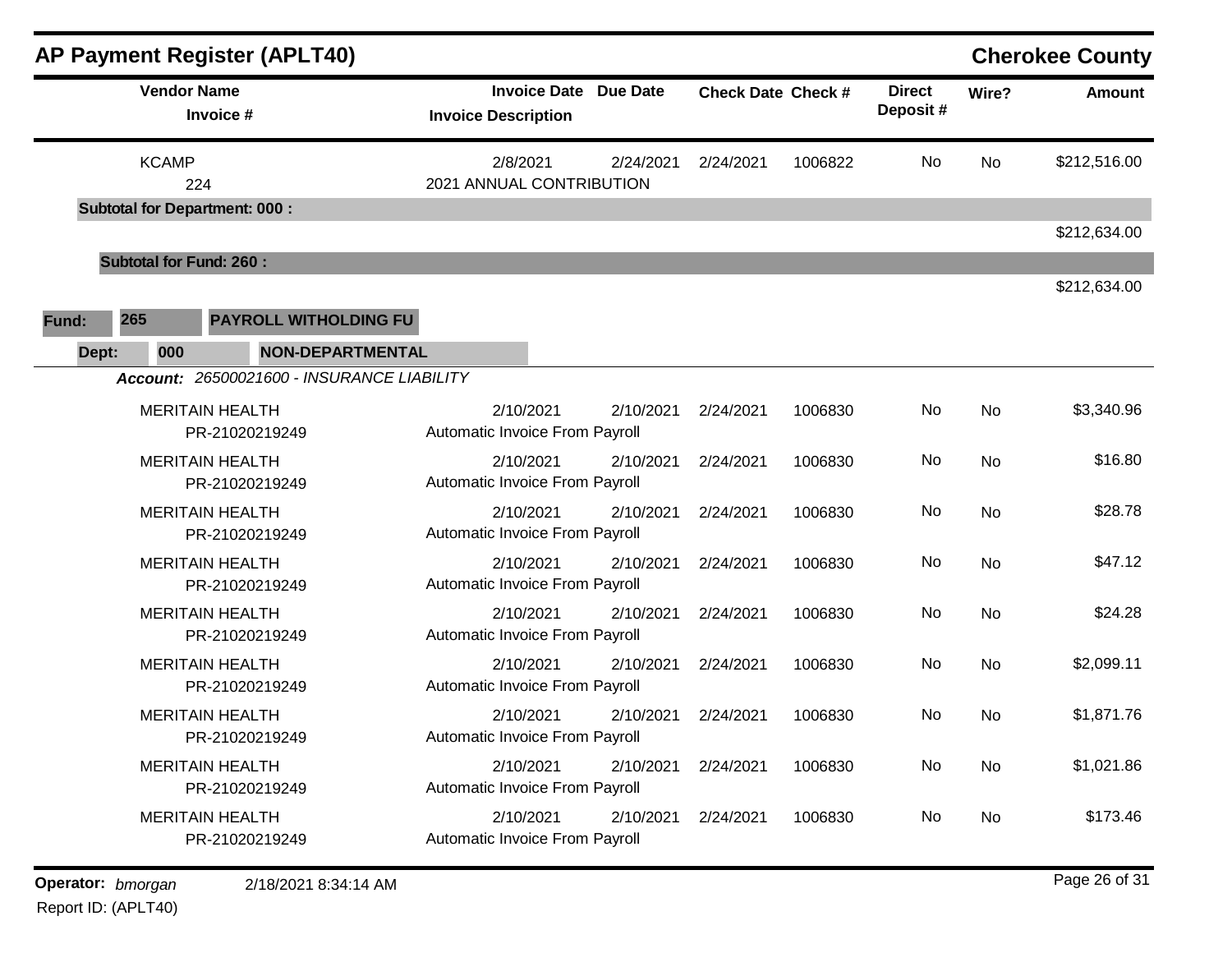## AP Payment Register (APLT40)

**Cherokee County**

| Vendor Name / Invoice # | Invoice Date / Invoice Description | Due Date | Check Date | Check # | Direct Deposit # | Wire? | Amount |
|---|---|---|---|---|---|---|---|
| KCAMP<br>224 | 2/8/2021<br>2021 ANNUAL CONTRIBUTION | 2/24/2021 | 2/24/2021 | 1006822 | No | No | $212,516.00 |
| **Subtotal for Department: 000 :** | | | | | | | $212,634.00 |
| **Subtotal for Fund: 260 :** | | | | | | | $212,634.00 |

**Fund: 265 PAYROLL WITHOLDING FU**

**Dept: 000 NON-DEPARTMENTAL**

***Account:*** *26500021600 - INSURANCE LIABILITY*

| Vendor Name / Invoice # | Invoice Date / Invoice Description | Due Date | Check Date | Check # | Direct Deposit # | Wire? | Amount |
|---|---|---|---|---|---|---|---|
| MERITAIN HEALTH<br>PR-21020219249 | 2/10/2021<br>Automatic Invoice From Payroll | 2/10/2021 | 2/24/2021 | 1006830 | No | No | $3,340.96 |
| MERITAIN HEALTH<br>PR-21020219249 | 2/10/2021<br>Automatic Invoice From Payroll | 2/10/2021 | 2/24/2021 | 1006830 | No | No | $16.80 |
| MERITAIN HEALTH<br>PR-21020219249 | 2/10/2021<br>Automatic Invoice From Payroll | 2/10/2021 | 2/24/2021 | 1006830 | No | No | $28.78 |
| MERITAIN HEALTH<br>PR-21020219249 | 2/10/2021<br>Automatic Invoice From Payroll | 2/10/2021 | 2/24/2021 | 1006830 | No | No | $47.12 |
| MERITAIN HEALTH<br>PR-21020219249 | 2/10/2021<br>Automatic Invoice From Payroll | 2/10/2021 | 2/24/2021 | 1006830 | No | No | $24.28 |
| MERITAIN HEALTH<br>PR-21020219249 | 2/10/2021<br>Automatic Invoice From Payroll | 2/10/2021 | 2/24/2021 | 1006830 | No | No | $2,099.11 |
| MERITAIN HEALTH<br>PR-21020219249 | 2/10/2021<br>Automatic Invoice From Payroll | 2/10/2021 | 2/24/2021 | 1006830 | No | No | $1,871.76 |
| MERITAIN HEALTH<br>PR-21020219249 | 2/10/2021<br>Automatic Invoice From Payroll | 2/10/2021 | 2/24/2021 | 1006830 | No | No | $1,021.86 |
| MERITAIN HEALTH<br>PR-21020219249 | 2/10/2021<br>Automatic Invoice From Payroll | 2/10/2021 | 2/24/2021 | 1006830 | No | No | $173.46 |

**Operator:** *bmorgan* 2/18/2021 8:34:14 AM

Report ID: (APLT40)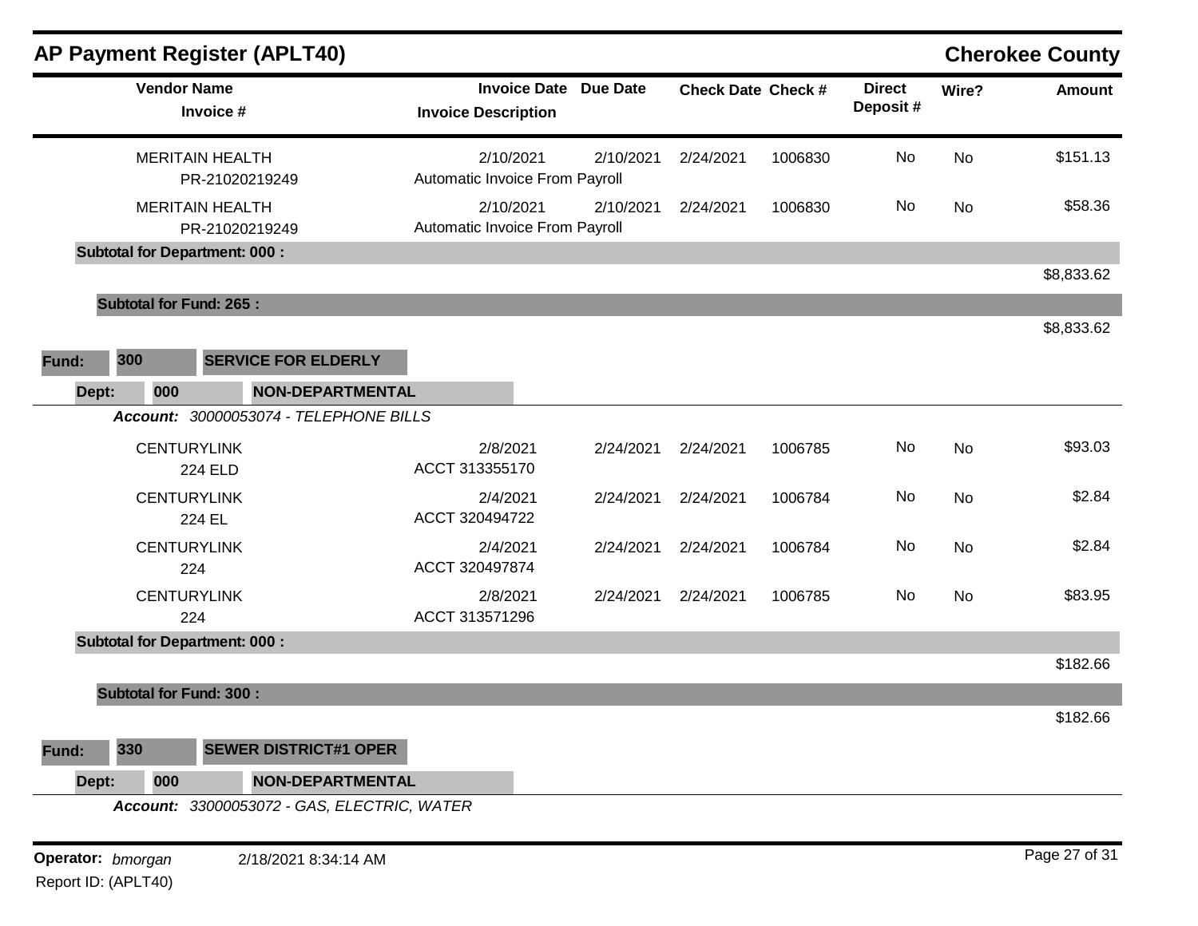## AP Payment Register (APLT40)

**Cherokee County**

| Vendor Name / Invoice # | Invoice Date / Invoice Description | Due Date | Check Date | Check # | Direct Deposit # | Wire? | Amount |
|---|---|---|---|---|---|---|---|
| MERITAIN HEALTH PR-21020219249 | 2/10/2021 Automatic Invoice From Payroll | 2/10/2021 | 2/24/2021 | 1006830 | No | No | $151.13 |
| MERITAIN HEALTH PR-21020219249 | 2/10/2021 Automatic Invoice From Payroll | 2/10/2021 | 2/24/2021 | 1006830 | No | No | $58.36 |
| **Subtotal for Department: 000 :** | | | | | | | $8,833.62 |
| **Subtotal for Fund: 265 :** | | | | | | | $8,833.62 |

**Fund: 300 SERVICE FOR ELDERLY**

**Dept: 000 NON-DEPARTMENTAL**

***Account:*** *30000053074 - TELEPHONE BILLS*

| Vendor Name / Invoice # | Invoice Date / Invoice Description | Due Date | Check Date | Check # | Direct Deposit # | Wire? | Amount |
|---|---|---|---|---|---|---|---|
| CENTURYLINK 224 ELD | 2/8/2021 ACCT 313355170 | 2/24/2021 | 2/24/2021 | 1006785 | No | No | $93.03 |
| CENTURYLINK 224 EL | 2/4/2021 ACCT 320494722 | 2/24/2021 | 2/24/2021 | 1006784 | No | No | $2.84 |
| CENTURYLINK 224 | 2/4/2021 ACCT 320497874 | 2/24/2021 | 2/24/2021 | 1006784 | No | No | $2.84 |
| CENTURYLINK 224 | 2/8/2021 ACCT 313571296 | 2/24/2021 | 2/24/2021 | 1006785 | No | No | $83.95 |
| **Subtotal for Department: 000 :** | | | | | | | $182.66 |
| **Subtotal for Fund: 300 :** | | | | | | | $182.66 |

**Fund: 330 SEWER DISTRICT#1 OPER**

**Dept: 000 NON-DEPARTMENTAL**

***Account:*** *33000053072 - GAS, ELECTRIC, WATER*

**Operator:** *bmorgan* 2/18/2021 8:34:14 AM

Report ID: (APLT40)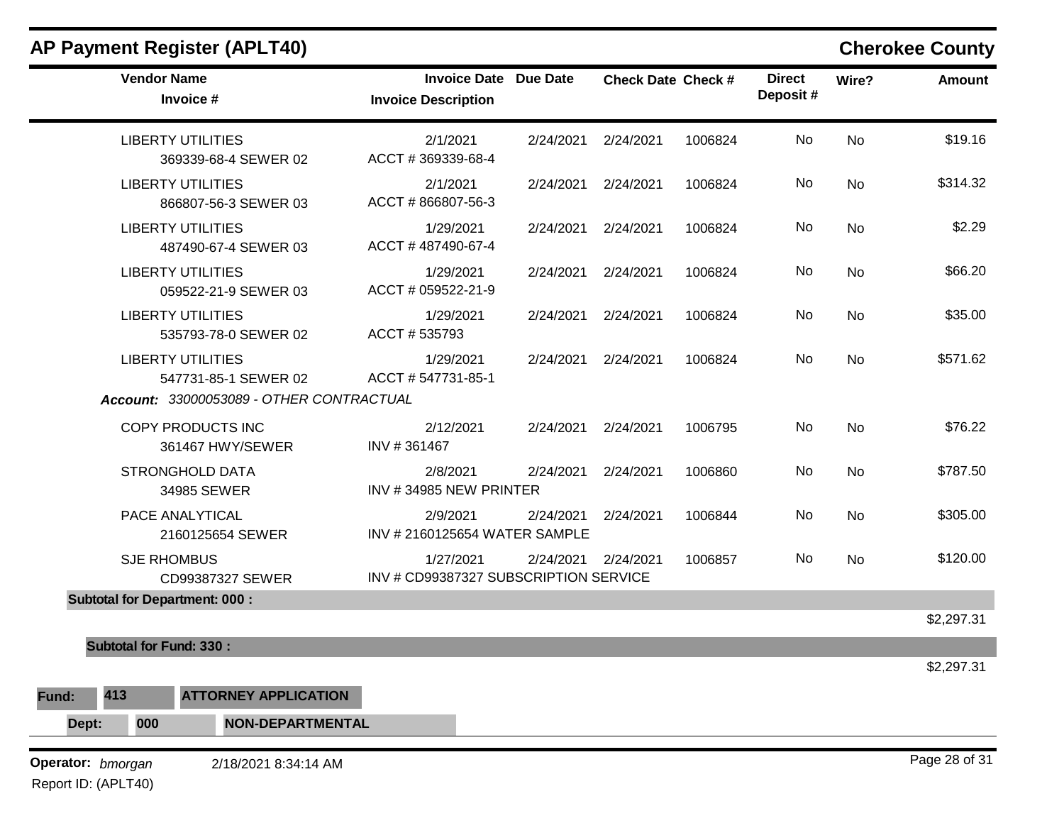## AP Payment Register (APLT40)

**Cherokee County**

| Vendor Name / Invoice # | Invoice Date / Invoice Description | Due Date | Check Date | Check # | Direct Deposit # | Wire? | Amount |
|---|---|---|---|---|---|---|---|
| LIBERTY UTILITIES<br>369339-68-4 SEWER 02 | 2/1/2021<br>ACCT # 369339-68-4 | 2/24/2021 | 2/24/2021 | 1006824 | No | No | $19.16 |
| LIBERTY UTILITIES<br>866807-56-3 SEWER 03 | 2/1/2021<br>ACCT # 866807-56-3 | 2/24/2021 | 2/24/2021 | 1006824 | No | No | $314.32 |
| LIBERTY UTILITIES<br>487490-67-4 SEWER 03 | 1/29/2021<br>ACCT # 487490-67-4 | 2/24/2021 | 2/24/2021 | 1006824 | No | No | $2.29 |
| LIBERTY UTILITIES<br>059522-21-9 SEWER 03 | 1/29/2021<br>ACCT # 059522-21-9 | 2/24/2021 | 2/24/2021 | 1006824 | No | No | $66.20 |
| LIBERTY UTILITIES<br>535793-78-0 SEWER 02 | 1/29/2021<br>ACCT # 535793 | 2/24/2021 | 2/24/2021 | 1006824 | No | No | $35.00 |
| LIBERTY UTILITIES<br>547731-85-1 SEWER 02 | 1/29/2021<br>ACCT # 547731-85-1 | 2/24/2021 | 2/24/2021 | 1006824 | No | No | $571.62 |
| ***Account:*** *33000053089 - OTHER CONTRACTUAL* | | | | | | | |
| COPY PRODUCTS INC<br>361467 HWY/SEWER | 2/12/2021<br>INV # 361467 | 2/24/2021 | 2/24/2021 | 1006795 | No | No | $76.22 |
| STRONGHOLD DATA<br>34985 SEWER | 2/8/2021<br>INV # 34985 NEW PRINTER | 2/24/2021 | 2/24/2021 | 1006860 | No | No | $787.50 |
| PACE ANALYTICAL<br>2160125654 SEWER | 2/9/2021<br>INV # 2160125654 WATER SAMPLE | 2/24/2021 | 2/24/2021 | 1006844 | No | No | $305.00 |
| SJE RHOMBUS<br>CD99387327 SEWER | 1/27/2021<br>INV # CD99387327 SUBSCRIPTION SERVICE | 2/24/2021 | 2/24/2021 | 1006857 | No | No | $120.00 |
| **Subtotal for Department: 000 :** | | | | | | | $2,297.31 |
| **Subtotal for Fund: 330 :** | | | | | | | $2,297.31 |

**Fund:** **413** **ATTORNEY APPLICATION**

**Dept:** **000** **NON-DEPARTMENTAL**

**Operator:** *bmorgan* 2/18/2021 8:34:14 AM

Report ID: (APLT40)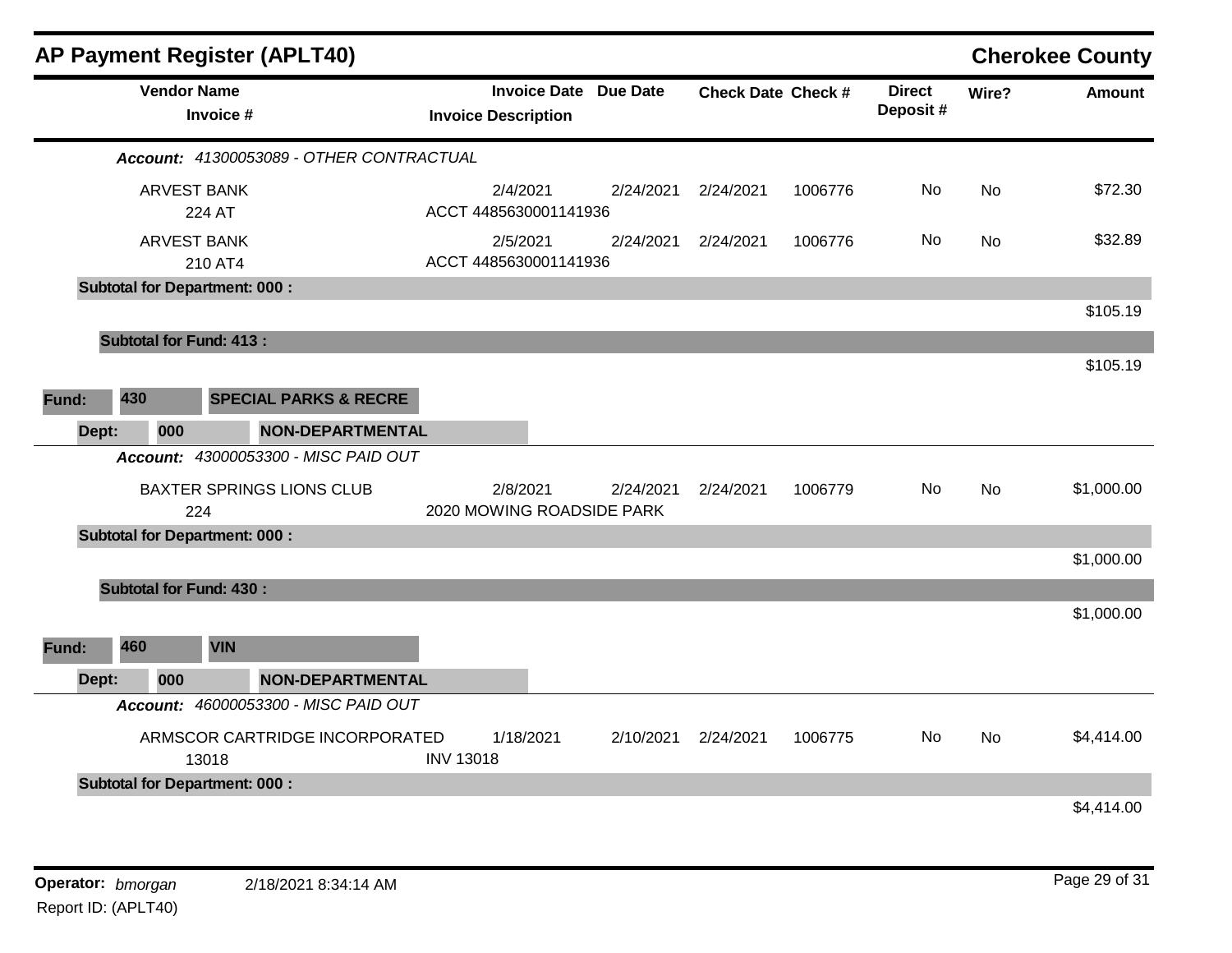# AP Payment Register (APLT40)

**Cherokee County**

| Vendor Name / Invoice # | Invoice Date / Invoice Description | Due Date | Check Date | Check # | Direct Deposit # | Wire? | Amount |
|---|---|---|---|---|---|---|---|
| ***Account:*** *41300053089 - OTHER CONTRACTUAL* | | | | | | | |
| ARVEST BANK<br>224 AT | 2/4/2021<br>ACCT 4485630001141936 | 2/24/2021 | 2/24/2021 | 1006776 | No | No | $72.30 |
| ARVEST BANK<br>210 AT4 | 2/5/2021<br>ACCT 4485630001141936 | 2/24/2021 | 2/24/2021 | 1006776 | No | No | $32.89 |
| **Subtotal for Department: 000 :** | | | | | | | $105.19 |
| **Subtotal for Fund: 413 :** | | | | | | | $105.19 |
| **Fund: 430 SPECIAL PARKS & RECRE** | | | | | | | |
| **Dept: 000 NON-DEPARTMENTAL** | | | | | | | |
| ***Account:*** *43000053300 - MISC PAID OUT* | | | | | | | |
| BAXTER SPRINGS LIONS CLUB<br>224 | 2/8/2021<br>2020 MOWING ROADSIDE PARK | 2/24/2021 | 2/24/2021 | 1006779 | No | No | $1,000.00 |
| **Subtotal for Department: 000 :** | | | | | | | $1,000.00 |
| **Subtotal for Fund: 430 :** | | | | | | | $1,000.00 |
| **Fund: 460 VIN** | | | | | | | |
| **Dept: 000 NON-DEPARTMENTAL** | | | | | | | |
| ***Account:*** *46000053300 - MISC PAID OUT* | | | | | | | |
| ARMSCOR CARTRIDGE INCORPORATED<br>13018 | 1/18/2021<br>INV 13018 | 2/10/2021 | 2/24/2021 | 1006775 | No | No | $4,414.00 |
| **Subtotal for Department: 000 :** | | | | | | | $4,414.00 |

**Operator:** *bmorgan* 2/18/2021 8:34:14 AM

Report ID: (APLT40)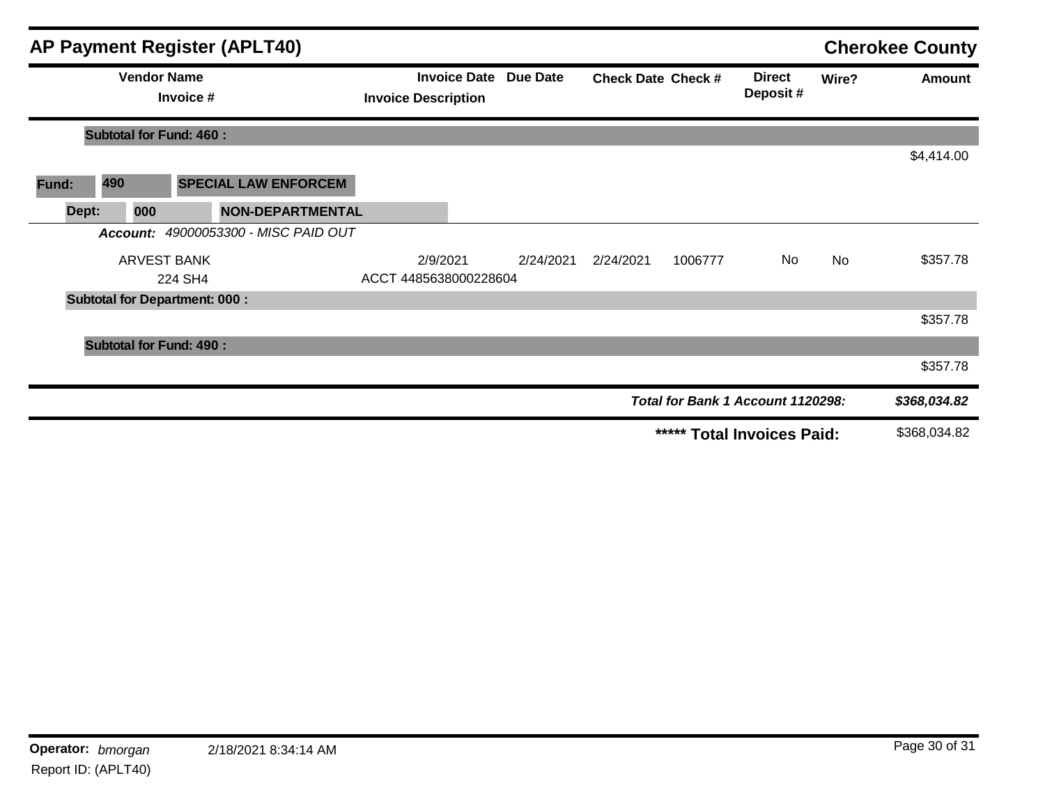## AP Payment Register (APLT40)

**Cherokee County**

| Vendor Name / Invoice # | Invoice Date / Invoice Description | Due Date | Check Date | Check # | Direct Deposit # | Wire? | Amount |
|---|---|---|---|---|---|---|---|
| **Subtotal for Fund: 460 :** | | | | | | | $4,414.00 |
| **Fund: 490 SPECIAL LAW ENFORCEM** | | | | | | | |
| **Dept: 000 NON-DEPARTMENTAL** | | | | | | | |
| ***Account:*** *49000053300 - MISC PAID OUT* | | | | | | | |
| ARVEST BANK<br>224 SH4 | 2/9/2021<br>ACCT 4485638000228604 | 2/24/2021 | 2/24/2021 | 1006777 | No | No | $357.78 |
| **Subtotal for Department: 000 :** | | | | | | | $357.78 |
| **Subtotal for Fund: 490 :** | | | | | | | $357.78 |

***Total for Bank 1 Account 1120298:*** ***$368,034.82***

**\*\*\*\*\* Total Invoices Paid:** $368,034.82

**Operator:** *bmorgan* 2/18/2021 8:34:14 AM

Report ID: (APLT40)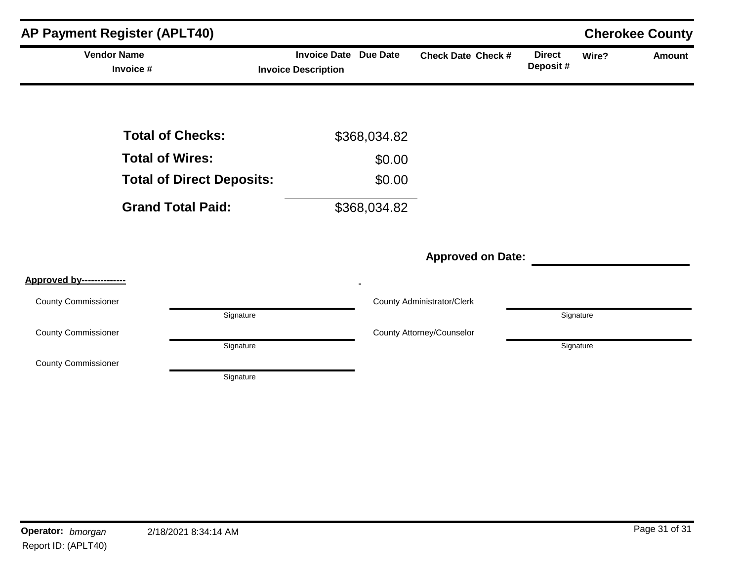# AP Payment Register (APLT40)

**Cherokee County**

| Vendor Name / Invoice # | Invoice Date / Invoice Description | Due Date | Check Date | Check # | Direct Deposit # | Wire? | Amount |
|---|---|---|---|---|---|---|---|

| | |
|---|---|
| **Total of Checks:** | $368,034.82 |
| **Total of Wires:** | $0.00 |
| **Total of Direct Deposits:** | $0.00 |
| **Grand Total Paid:** | $368,034.82 |

**Approved on Date:** ______________________

**Approved by-------------**

County Commissioner ______________________ Signature

County Administrator/Clerk ______________________ Signature

County Commissioner ______________________ Signature

County Attorney/Counselor ______________________ Signature

County Commissioner ______________________ Signature

**Operator:** *bmorgan* 2/18/2021 8:34:14 AM

Report ID: (APLT40)